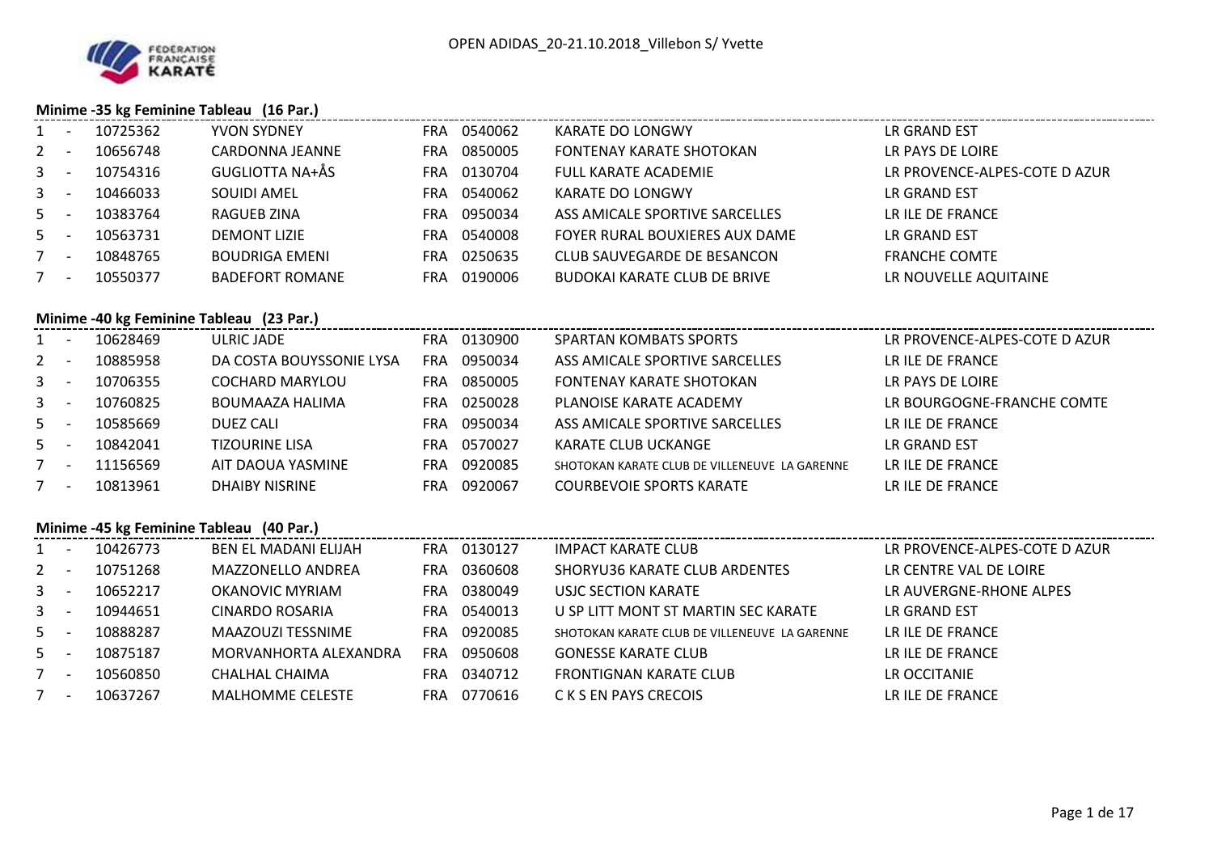OPEN ADIDAS_20-21.10.2018_Villebon S/ Yvette

### Minime -35 kg Feminine Tableau (16 Par.)

| | | | | | | | |
|---|---|---|---|---|---|---|---|
| 1 | - | 10725362 | YVON SYDNEY | FRA | 0540062 | KARATE DO LONGWY | LR GRAND EST |
| 2 | - | 10656748 | CARDONNA JEANNE | FRA | 0850005 | FONTENAY KARATE SHOTOKAN | LR PAYS DE LOIRE |
| 3 | - | 10754316 | GUGLIOTTA NA+ÅS | FRA | 0130704 | FULL KARATE ACADEMIE | LR PROVENCE-ALPES-COTE D AZUR |
| 3 | - | 10466033 | SOUIDI AMEL | FRA | 0540062 | KARATE DO LONGWY | LR GRAND EST |
| 5 | - | 10383764 | RAGUEB ZINA | FRA | 0950034 | ASS AMICALE SPORTIVE SARCELLES | LR ILE DE FRANCE |
| 5 | - | 10563731 | DEMONT LIZIE | FRA | 0540008 | FOYER RURAL BOUXIERES AUX DAME | LR GRAND EST |
| 7 | - | 10848765 | BOUDRIGA EMENI | FRA | 0250635 | CLUB SAUVEGARDE DE BESANCON | FRANCHE COMTE |
| 7 | - | 10550377 | BADEFORT ROMANE | FRA | 0190006 | BUDOKAI KARATE CLUB DE BRIVE | LR NOUVELLE AQUITAINE |

### Minime -40 kg Feminine Tableau (23 Par.)

| | | | | | | | |
|---|---|---|---|---|---|---|---|
| 1 | - | 10628469 | ULRIC JADE | FRA | 0130900 | SPARTAN KOMBATS SPORTS | LR PROVENCE-ALPES-COTE D AZUR |
| 2 | - | 10885958 | DA COSTA BOUYSSONIE LYSA | FRA | 0950034 | ASS AMICALE SPORTIVE SARCELLES | LR ILE DE FRANCE |
| 3 | - | 10706355 | COCHARD MARYLOU | FRA | 0850005 | FONTENAY KARATE SHOTOKAN | LR PAYS DE LOIRE |
| 3 | - | 10760825 | BOUMAAZA HALIMA | FRA | 0250028 | PLANOISE KARATE ACADEMY | LR BOURGOGNE-FRANCHE COMTE |
| 5 | - | 10585669 | DUEZ CALI | FRA | 0950034 | ASS AMICALE SPORTIVE SARCELLES | LR ILE DE FRANCE |
| 5 | - | 10842041 | TIZOURINE LISA | FRA | 0570027 | KARATE CLUB UCKANGE | LR GRAND EST |
| 7 | - | 11156569 | AIT DAOUA YASMINE | FRA | 0920085 | SHOTOKAN KARATE CLUB DE VILLENEUVE LA GARENNE | LR ILE DE FRANCE |
| 7 | - | 10813961 | DHAIBY NISRINE | FRA | 0920067 | COURBEVOIE SPORTS KARATE | LR ILE DE FRANCE |

### Minime -45 kg Feminine Tableau (40 Par.)

| | | | | | | | |
|---|---|---|---|---|---|---|---|
| 1 | - | 10426773 | BEN EL MADANI ELIJAH | FRA | 0130127 | IMPACT KARATE CLUB | LR PROVENCE-ALPES-COTE D AZUR |
| 2 | - | 10751268 | MAZZONELLO ANDREA | FRA | 0360608 | SHORYU36 KARATE CLUB ARDENTES | LR CENTRE VAL DE LOIRE |
| 3 | - | 10652217 | OKANOVIC MYRIAM | FRA | 0380049 | USJC SECTION KARATE | LR AUVERGNE-RHONE ALPES |
| 3 | - | 10944651 | CINARDO ROSARIA | FRA | 0540013 | U SP LITT MONT ST MARTIN SEC KARATE | LR GRAND EST |
| 5 | - | 10888287 | MAAZOUZI TESSNIME | FRA | 0920085 | SHOTOKAN KARATE CLUB DE VILLENEUVE LA GARENNE | LR ILE DE FRANCE |
| 5 | - | 10875187 | MORVANHORTA ALEXANDRA | FRA | 0950608 | GONESSE KARATE CLUB | LR ILE DE FRANCE |
| 7 | - | 10560850 | CHALHAL CHAIMA | FRA | 0340712 | FRONTIGNAN KARATE CLUB | LR OCCITANIE |
| 7 | - | 10637267 | MALHOMME CELESTE | FRA | 0770616 | C K S EN PAYS CRECOIS | LR ILE DE FRANCE |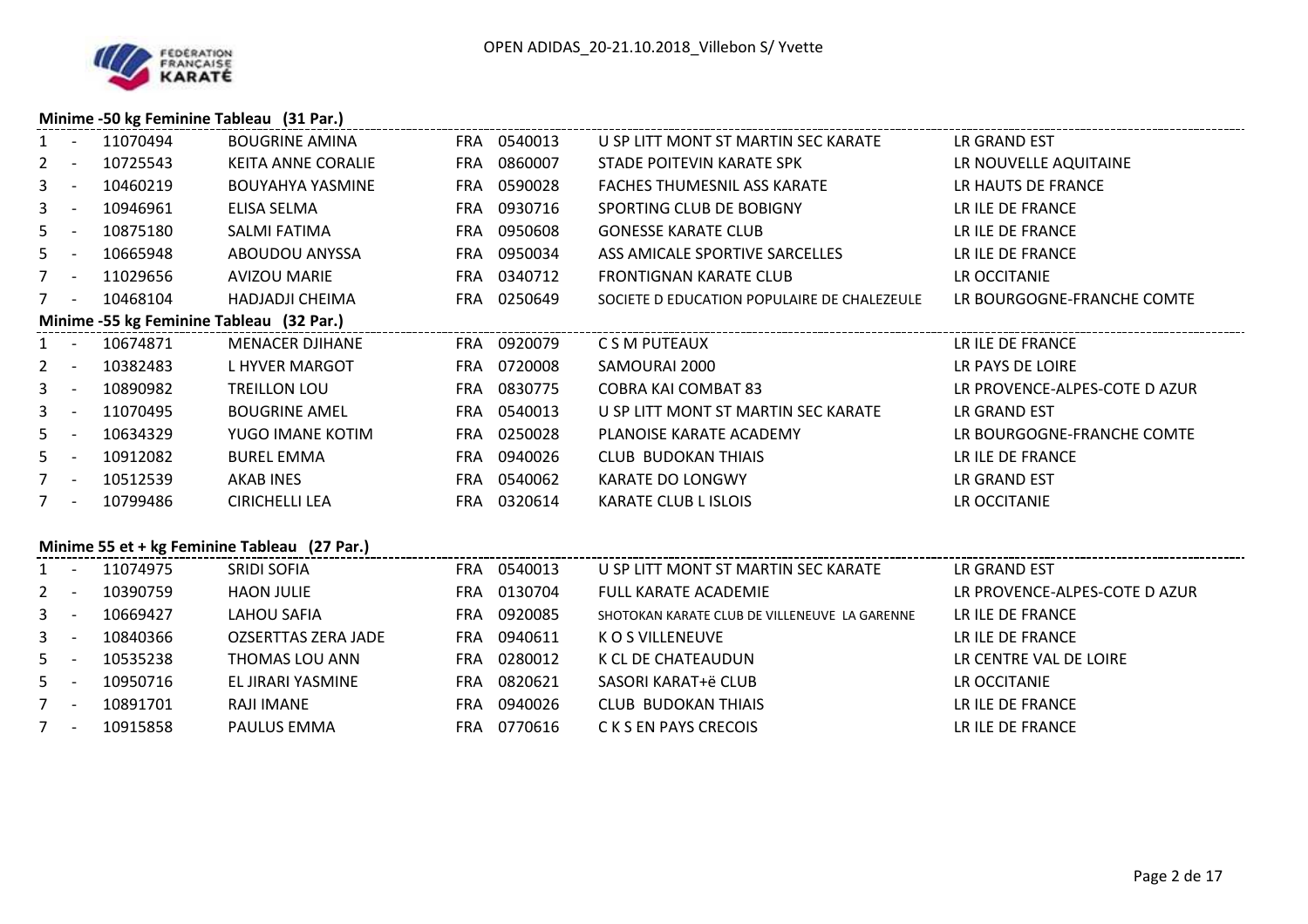## Minime -50 kg Feminine Tableau (31 Par.)

| | | | | | | | |
|---|---|---|---|---|---|---|---|
| 1 | - | 11070494 | BOUGRINE AMINA | FRA | 0540013 | U SP LITT MONT ST MARTIN SEC KARATE | LR GRAND EST |
| 2 | - | 10725543 | KEITA ANNE CORALIE | FRA | 0860007 | STADE POITEVIN KARATE SPK | LR NOUVELLE AQUITAINE |
| 3 | - | 10460219 | BOUYAHYA YASMINE | FRA | 0590028 | FACHES THUMESNIL ASS KARATE | LR HAUTS DE FRANCE |
| 3 | - | 10946961 | ELISA SELMA | FRA | 0930716 | SPORTING CLUB DE BOBIGNY | LR ILE DE FRANCE |
| 5 | - | 10875180 | SALMI FATIMA | FRA | 0950608 | GONESSE KARATE CLUB | LR ILE DE FRANCE |
| 5 | - | 10665948 | ABOUDOU ANYSSA | FRA | 0950034 | ASS AMICALE SPORTIVE SARCELLES | LR ILE DE FRANCE |
| 7 | - | 11029656 | AVIZOU MARIE | FRA | 0340712 | FRONTIGNAN KARATE CLUB | LR OCCITANIE |
| 7 | - | 10468104 | HADJADJI CHEIMA | FRA | 0250649 | SOCIETE D EDUCATION POPULAIRE DE CHALEZEULE | LR BOURGOGNE-FRANCHE COMTE |

## Minime -55 kg Feminine Tableau (32 Par.)

| | | | | | | | |
|---|---|---|---|---|---|---|---|
| 1 | - | 10674871 | MENACER DJIHANE | FRA | 0920079 | C S M PUTEAUX | LR ILE DE FRANCE |
| 2 | - | 10382483 | L HYVER MARGOT | FRA | 0720008 | SAMOURAI 2000 | LR PAYS DE LOIRE |
| 3 | - | 10890982 | TREILLON LOU | FRA | 0830775 | COBRA KAI COMBAT 83 | LR PROVENCE-ALPES-COTE D AZUR |
| 3 | - | 11070495 | BOUGRINE AMEL | FRA | 0540013 | U SP LITT MONT ST MARTIN SEC KARATE | LR GRAND EST |
| 5 | - | 10634329 | YUGO IMANE KOTIM | FRA | 0250028 | PLANOISE KARATE ACADEMY | LR BOURGOGNE-FRANCHE COMTE |
| 5 | - | 10912082 | BUREL EMMA | FRA | 0940026 | CLUB BUDOKAN THIAIS | LR ILE DE FRANCE |
| 7 | - | 10512539 | AKAB INES | FRA | 0540062 | KARATE DO LONGWY | LR GRAND EST |
| 7 | - | 10799486 | CIRICHELLI LEA | FRA | 0320614 | KARATE CLUB L ISLOIS | LR OCCITANIE |

## Minime 55 et + kg Feminine Tableau (27 Par.)

| | | | | | | | |
|---|---|---|---|---|---|---|---|
| 1 | - | 11074975 | SRIDI SOFIA | FRA | 0540013 | U SP LITT MONT ST MARTIN SEC KARATE | LR GRAND EST |
| 2 | - | 10390759 | HAON JULIE | FRA | 0130704 | FULL KARATE ACADEMIE | LR PROVENCE-ALPES-COTE D AZUR |
| 3 | - | 10669427 | LAHOU SAFIA | FRA | 0920085 | SHOTOKAN KARATE CLUB DE VILLENEUVE LA GARENNE | LR ILE DE FRANCE |
| 3 | - | 10840366 | OZSERTTAS ZERA JADE | FRA | 0940611 | K O S VILLENEUVE | LR ILE DE FRANCE |
| 5 | - | 10535238 | THOMAS LOU ANN | FRA | 0280012 | K CL DE CHATEAUDUN | LR CENTRE VAL DE LOIRE |
| 5 | - | 10950716 | EL JIRARI YASMINE | FRA | 0820621 | SASORI KARAT+ë CLUB | LR OCCITANIE |
| 7 | - | 10891701 | RAJI IMANE | FRA | 0940026 | CLUB BUDOKAN THIAIS | LR ILE DE FRANCE |
| 7 | - | 10915858 | PAULUS EMMA | FRA | 0770616 | C K S EN PAYS CRECOIS | LR ILE DE FRANCE |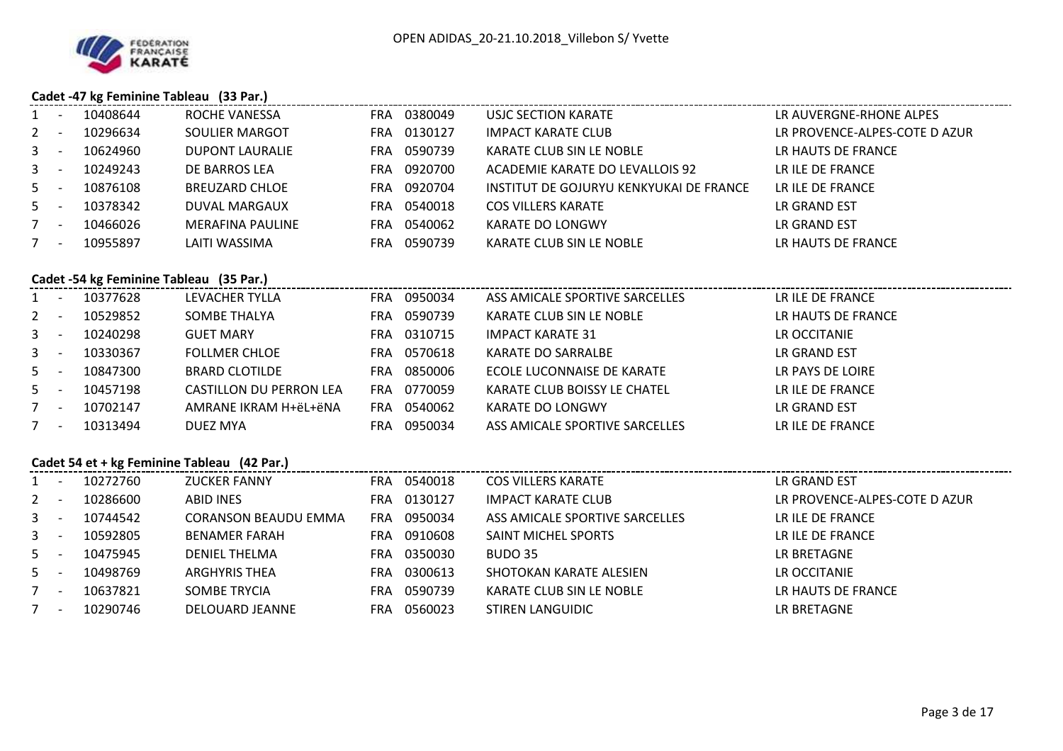OPEN ADIDAS_20-21.10.2018_Villebon S/ Yvette

### Cadet -47 kg Feminine Tableau (33 Par.)

| | | | | | | | |
|---|---|---|---|---|---|---|---|
| 1 | - | 10408644 | ROCHE VANESSA | FRA | 0380049 | USJC SECTION KARATE | LR AUVERGNE-RHONE ALPES |
| 2 | - | 10296634 | SOULIER MARGOT | FRA | 0130127 | IMPACT KARATE CLUB | LR PROVENCE-ALPES-COTE D AZUR |
| 3 | - | 10624960 | DUPONT LAURALIE | FRA | 0590739 | KARATE CLUB SIN LE NOBLE | LR HAUTS DE FRANCE |
| 3 | - | 10249243 | DE BARROS LEA | FRA | 0920700 | ACADEMIE KARATE DO LEVALLOIS 92 | LR ILE DE FRANCE |
| 5 | - | 10876108 | BREUZARD CHLOE | FRA | 0920704 | INSTITUT DE GOJURYU KENKYUKAI DE FRANCE | LR ILE DE FRANCE |
| 5 | - | 10378342 | DUVAL MARGAUX | FRA | 0540018 | COS VILLERS KARATE | LR GRAND EST |
| 7 | - | 10466026 | MERAFINA PAULINE | FRA | 0540062 | KARATE DO LONGWY | LR GRAND EST |
| 7 | - | 10955897 | LAITI WASSIMA | FRA | 0590739 | KARATE CLUB SIN LE NOBLE | LR HAUTS DE FRANCE |

### Cadet -54 kg Feminine Tableau (35 Par.)

| | | | | | | | |
|---|---|---|---|---|---|---|---|
| 1 | - | 10377628 | LEVACHER TYLLA | FRA | 0950034 | ASS AMICALE SPORTIVE SARCELLES | LR ILE DE FRANCE |
| 2 | - | 10529852 | SOMBE THALYA | FRA | 0590739 | KARATE CLUB SIN LE NOBLE | LR HAUTS DE FRANCE |
| 3 | - | 10240298 | GUET MARY | FRA | 0310715 | IMPACT KARATE 31 | LR OCCITANIE |
| 3 | - | 10330367 | FOLLMER CHLOE | FRA | 0570618 | KARATE DO SARRALBE | LR GRAND EST |
| 5 | - | 10847300 | BRARD CLOTILDE | FRA | 0850006 | ECOLE LUCONNAISE DE KARATE | LR PAYS DE LOIRE |
| 5 | - | 10457198 | CASTILLON DU PERRON LEA | FRA | 0770059 | KARATE CLUB BOISSY LE CHATEL | LR ILE DE FRANCE |
| 7 | - | 10702147 | AMRANE IKRAM H+ëL+ëNA | FRA | 0540062 | KARATE DO LONGWY | LR GRAND EST |
| 7 | - | 10313494 | DUEZ MYA | FRA | 0950034 | ASS AMICALE SPORTIVE SARCELLES | LR ILE DE FRANCE |

### Cadet 54 et + kg Feminine Tableau (42 Par.)

| | | | | | | | |
|---|---|---|---|---|---|---|---|
| 1 | - | 10272760 | ZUCKER FANNY | FRA | 0540018 | COS VILLERS KARATE | LR GRAND EST |
| 2 | - | 10286600 | ABID INES | FRA | 0130127 | IMPACT KARATE CLUB | LR PROVENCE-ALPES-COTE D AZUR |
| 3 | - | 10744542 | CORANSON BEAUDU EMMA | FRA | 0950034 | ASS AMICALE SPORTIVE SARCELLES | LR ILE DE FRANCE |
| 3 | - | 10592805 | BENAMER FARAH | FRA | 0910608 | SAINT MICHEL SPORTS | LR ILE DE FRANCE |
| 5 | - | 10475945 | DENIEL THELMA | FRA | 0350030 | BUDO 35 | LR BRETAGNE |
| 5 | - | 10498769 | ARGHYRIS THEA | FRA | 0300613 | SHOTOKAN KARATE ALESIEN | LR OCCITANIE |
| 7 | - | 10637821 | SOMBE TRYCIA | FRA | 0590739 | KARATE CLUB SIN LE NOBLE | LR HAUTS DE FRANCE |
| 7 | - | 10290746 | DELOUARD JEANNE | FRA | 0560023 | STIREN LANGUIDIC | LR BRETAGNE |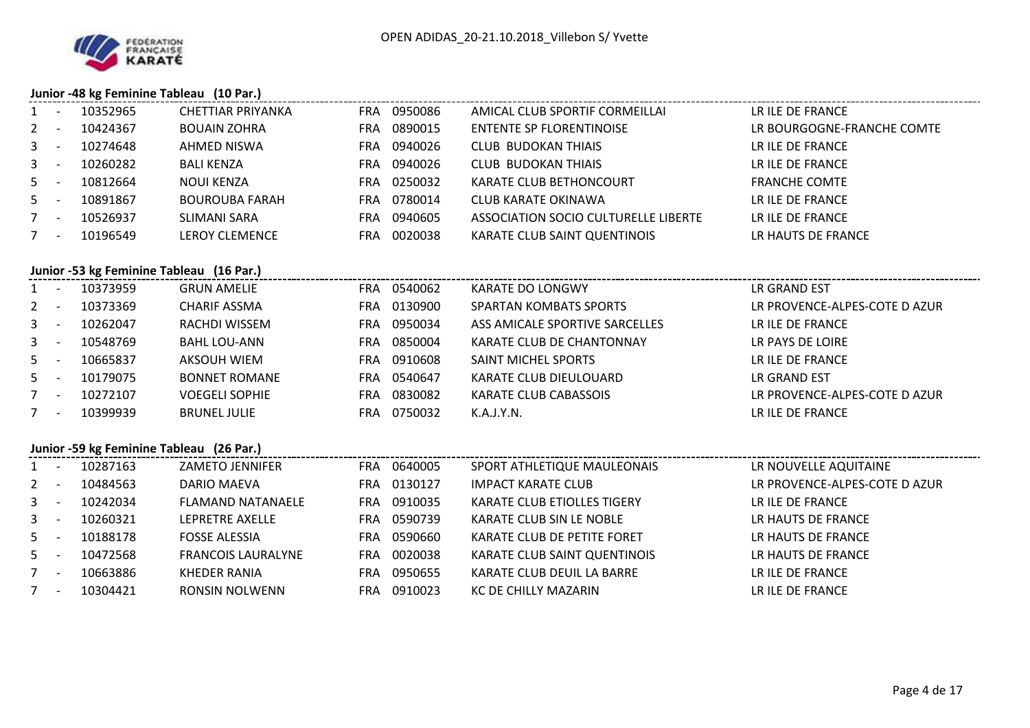## Junior -48 kg Feminine Tableau (10 Par.)

| | | | | | | | |
|---|---|---|---|---|---|---|---|
| 1 | - | 10352965 | CHETTIAR PRIYANKA | FRA | 0950086 | AMICAL CLUB SPORTIF CORMEILLAI | LR ILE DE FRANCE |
| 2 | - | 10424367 | BOUAIN ZOHRA | FRA | 0890015 | ENTENTE SP FLORENTINOISE | LR BOURGOGNE-FRANCHE COMTE |
| 3 | - | 10274648 | AHMED NISWA | FRA | 0940026 | CLUB BUDOKAN THIAIS | LR ILE DE FRANCE |
| 3 | - | 10260282 | BALI KENZA | FRA | 0940026 | CLUB BUDOKAN THIAIS | LR ILE DE FRANCE |
| 5 | - | 10812664 | NOUI KENZA | FRA | 0250032 | KARATE CLUB BETHONCOURT | FRANCHE COMTE |
| 5 | - | 10891867 | BOUROUBA FARAH | FRA | 0780014 | CLUB KARATE OKINAWA | LR ILE DE FRANCE |
| 7 | - | 10526937 | SLIMANI SARA | FRA | 0940605 | ASSOCIATION SOCIO CULTURELLE LIBERTE | LR ILE DE FRANCE |
| 7 | - | 10196549 | LEROY CLEMENCE | FRA | 0020038 | KARATE CLUB SAINT QUENTINOIS | LR HAUTS DE FRANCE |

## Junior -53 kg Feminine Tableau (16 Par.)

| | | | | | | | |
|---|---|---|---|---|---|---|---|
| 1 | - | 10373959 | GRUN AMELIE | FRA | 0540062 | KARATE DO LONGWY | LR GRAND EST |
| 2 | - | 10373369 | CHARIF ASSMA | FRA | 0130900 | SPARTAN KOMBATS SPORTS | LR PROVENCE-ALPES-COTE D AZUR |
| 3 | - | 10262047 | RACHDI WISSEM | FRA | 0950034 | ASS AMICALE SPORTIVE SARCELLES | LR ILE DE FRANCE |
| 3 | - | 10548769 | BAHL LOU-ANN | FRA | 0850004 | KARATE CLUB DE CHANTONNAY | LR PAYS DE LOIRE |
| 5 | - | 10665837 | AKSOUH WIEM | FRA | 0910608 | SAINT MICHEL SPORTS | LR ILE DE FRANCE |
| 5 | - | 10179075 | BONNET ROMANE | FRA | 0540647 | KARATE CLUB DIEULOUARD | LR GRAND EST |
| 7 | - | 10272107 | VOEGELI SOPHIE | FRA | 0830082 | KARATE CLUB CABASSOIS | LR PROVENCE-ALPES-COTE D AZUR |
| 7 | - | 10399939 | BRUNEL JULIE | FRA | 0750032 | K.A.J.Y.N. | LR ILE DE FRANCE |

## Junior -59 kg Feminine Tableau (26 Par.)

| | | | | | | | |
|---|---|---|---|---|---|---|---|
| 1 | - | 10287163 | ZAMETO JENNIFER | FRA | 0640005 | SPORT ATHLETIQUE MAULEONAIS | LR NOUVELLE AQUITAINE |
| 2 | - | 10484563 | DARIO MAEVA | FRA | 0130127 | IMPACT KARATE CLUB | LR PROVENCE-ALPES-COTE D AZUR |
| 3 | - | 10242034 | FLAMAND NATANAELE | FRA | 0910035 | KARATE CLUB ETIOLLES TIGERY | LR ILE DE FRANCE |
| 3 | - | 10260321 | LEPRETRE AXELLE | FRA | 0590739 | KARATE CLUB SIN LE NOBLE | LR HAUTS DE FRANCE |
| 5 | - | 10188178 | FOSSE ALESSIA | FRA | 0590660 | KARATE CLUB DE PETITE FORET | LR HAUTS DE FRANCE |
| 5 | - | 10472568 | FRANCOIS LAURALYNE | FRA | 0020038 | KARATE CLUB SAINT QUENTINOIS | LR HAUTS DE FRANCE |
| 7 | - | 10663886 | KHEDER RANIA | FRA | 0950655 | KARATE CLUB DEUIL LA BARRE | LR ILE DE FRANCE |
| 7 | - | 10304421 | RONSIN NOLWENN | FRA | 0910023 | KC DE CHILLY MAZARIN | LR ILE DE FRANCE |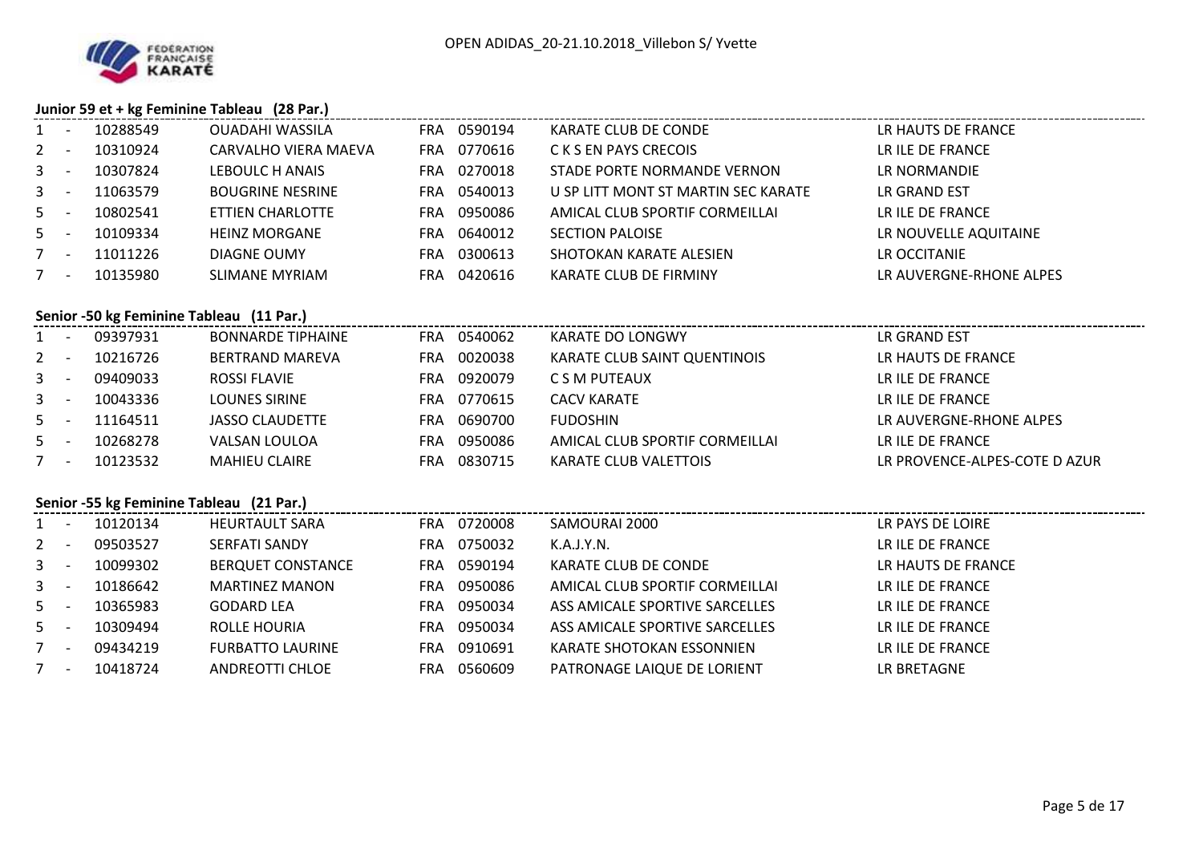### Junior 59 et + kg Feminine Tableau (28 Par.)

| | | | | | | | |
|---|---|---|---|---|---|---|---|
| 1 | - | 10288549 | OUADAHI WASSILA | FRA | 0590194 | KARATE CLUB DE CONDE | LR HAUTS DE FRANCE |
| 2 | - | 10310924 | CARVALHO VIERA MAEVA | FRA | 0770616 | C K S EN PAYS CRECOIS | LR ILE DE FRANCE |
| 3 | - | 10307824 | LEBOULC H ANAIS | FRA | 0270018 | STADE PORTE NORMANDE VERNON | LR NORMANDIE |
| 3 | - | 11063579 | BOUGRINE NESRINE | FRA | 0540013 | U SP LITT MONT ST MARTIN SEC KARATE | LR GRAND EST |
| 5 | - | 10802541 | ETTIEN CHARLOTTE | FRA | 0950086 | AMICAL CLUB SPORTIF CORMEILLAI | LR ILE DE FRANCE |
| 5 | - | 10109334 | HEINZ MORGANE | FRA | 0640012 | SECTION PALOISE | LR NOUVELLE AQUITAINE |
| 7 | - | 11011226 | DIAGNE OUMY | FRA | 0300613 | SHOTOKAN KARATE ALESIEN | LR OCCITANIE |
| 7 | - | 10135980 | SLIMANE MYRIAM | FRA | 0420616 | KARATE CLUB DE FIRMINY | LR AUVERGNE-RHONE ALPES |

### Senior -50 kg Feminine Tableau (11 Par.)

| | | | | | | | |
|---|---|---|---|---|---|---|---|
| 1 | - | 09397931 | BONNARDE TIPHAINE | FRA | 0540062 | KARATE DO LONGWY | LR GRAND EST |
| 2 | - | 10216726 | BERTRAND MAREVA | FRA | 0020038 | KARATE CLUB SAINT QUENTINOIS | LR HAUTS DE FRANCE |
| 3 | - | 09409033 | ROSSI FLAVIE | FRA | 0920079 | C S M PUTEAUX | LR ILE DE FRANCE |
| 3 | - | 10043336 | LOUNES SIRINE | FRA | 0770615 | CACV KARATE | LR ILE DE FRANCE |
| 5 | - | 11164511 | JASSO CLAUDETTE | FRA | 0690700 | FUDOSHIN | LR AUVERGNE-RHONE ALPES |
| 5 | - | 10268278 | VALSAN LOULOA | FRA | 0950086 | AMICAL CLUB SPORTIF CORMEILLAI | LR ILE DE FRANCE |
| 7 | - | 10123532 | MAHIEU CLAIRE | FRA | 0830715 | KARATE CLUB VALETTOIS | LR PROVENCE-ALPES-COTE D AZUR |

### Senior -55 kg Feminine Tableau (21 Par.)

| | | | | | | | |
|---|---|---|---|---|---|---|---|
| 1 | - | 10120134 | HEURTAULT SARA | FRA | 0720008 | SAMOURAI 2000 | LR PAYS DE LOIRE |
| 2 | - | 09503527 | SERFATI SANDY | FRA | 0750032 | K.A.J.Y.N. | LR ILE DE FRANCE |
| 3 | - | 10099302 | BERQUET CONSTANCE | FRA | 0590194 | KARATE CLUB DE CONDE | LR HAUTS DE FRANCE |
| 3 | - | 10186642 | MARTINEZ MANON | FRA | 0950086 | AMICAL CLUB SPORTIF CORMEILLAI | LR ILE DE FRANCE |
| 5 | - | 10365983 | GODARD LEA | FRA | 0950034 | ASS AMICALE SPORTIVE SARCELLES | LR ILE DE FRANCE |
| 5 | - | 10309494 | ROLLE HOURIA | FRA | 0950034 | ASS AMICALE SPORTIVE SARCELLES | LR ILE DE FRANCE |
| 7 | - | 09434219 | FURBATTO LAURINE | FRA | 0910691 | KARATE SHOTOKAN ESSONNIEN | LR ILE DE FRANCE |
| 7 | - | 10418724 | ANDREOTTI CHLOE | FRA | 0560609 | PATRONAGE LAIQUE DE LORIENT | LR BRETAGNE |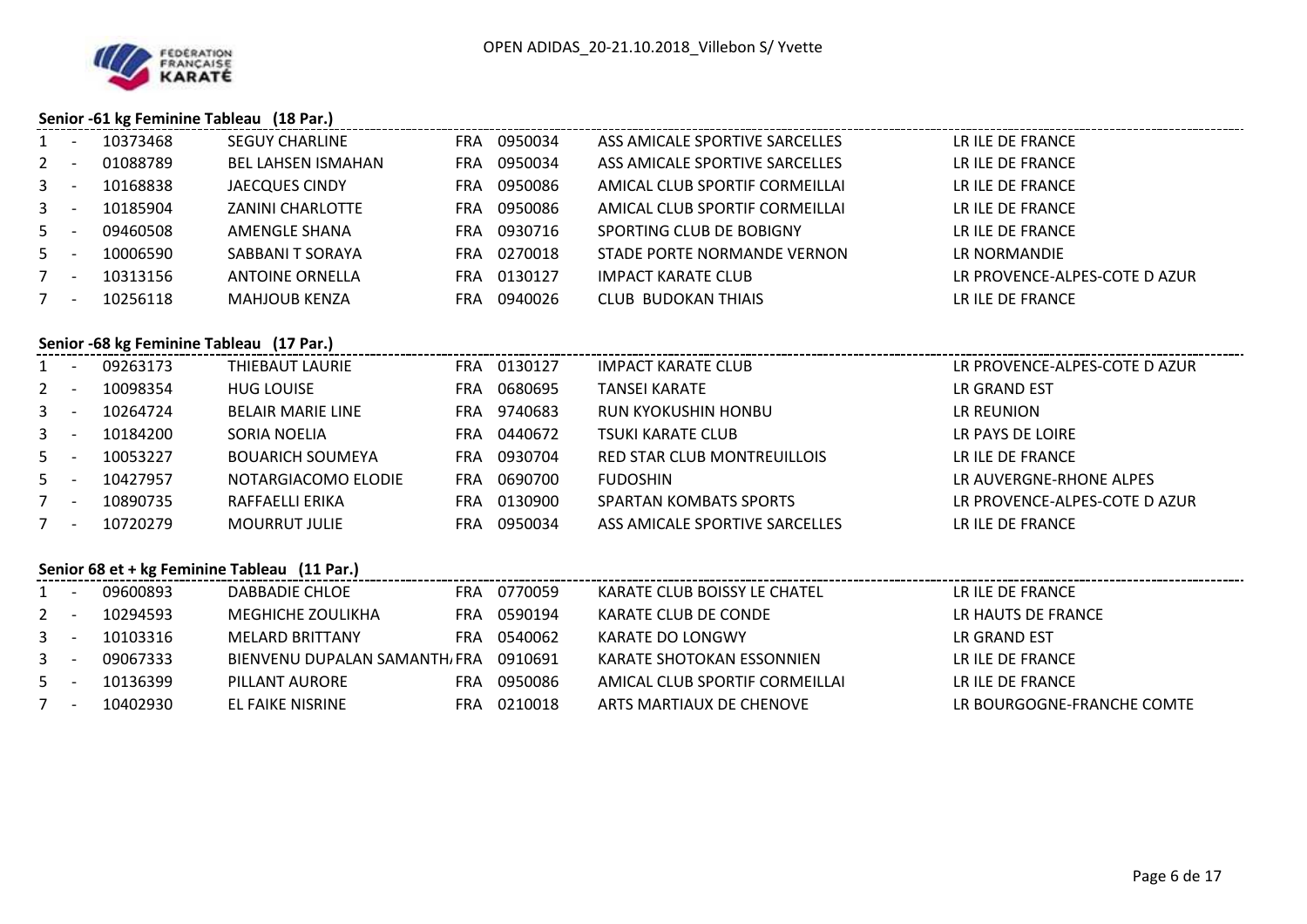### Senior -61 kg Feminine Tableau (18 Par.)

| Rang | | Licence | Nom | Pays | Club N° | Club | Ligue |
|---|---|---|---|---|---|---|---|
| 1 | - | 10373468 | SEGUY CHARLINE | FRA | 0950034 | ASS AMICALE SPORTIVE SARCELLES | LR ILE DE FRANCE |
| 2 | - | 01088789 | BEL LAHSEN ISMAHAN | FRA | 0950034 | ASS AMICALE SPORTIVE SARCELLES | LR ILE DE FRANCE |
| 3 | - | 10168838 | JAECQUES CINDY | FRA | 0950086 | AMICAL CLUB SPORTIF CORMEILLAI | LR ILE DE FRANCE |
| 3 | - | 10185904 | ZANINI CHARLOTTE | FRA | 0950086 | AMICAL CLUB SPORTIF CORMEILLAI | LR ILE DE FRANCE |
| 5 | - | 09460508 | AMENGLE SHANA | FRA | 0930716 | SPORTING CLUB DE BOBIGNY | LR ILE DE FRANCE |
| 5 | - | 10006590 | SABBANI T SORAYA | FRA | 0270018 | STADE PORTE NORMANDE VERNON | LR NORMANDIE |
| 7 | - | 10313156 | ANTOINE ORNELLA | FRA | 0130127 | IMPACT KARATE CLUB | LR PROVENCE-ALPES-COTE D AZUR |
| 7 | - | 10256118 | MAHJOUB KENZA | FRA | 0940026 | CLUB BUDOKAN THIAIS | LR ILE DE FRANCE |

### Senior -68 kg Feminine Tableau (17 Par.)

| Rang | | Licence | Nom | Pays | Club N° | Club | Ligue |
|---|---|---|---|---|---|---|---|
| 1 | - | 09263173 | THIEBAUT LAURIE | FRA | 0130127 | IMPACT KARATE CLUB | LR PROVENCE-ALPES-COTE D AZUR |
| 2 | - | 10098354 | HUG LOUISE | FRA | 0680695 | TANSEI KARATE | LR GRAND EST |
| 3 | - | 10264724 | BELAIR MARIE LINE | FRA | 9740683 | RUN KYOKUSHIN HONBU | LR REUNION |
| 3 | - | 10184200 | SORIA NOELIA | FRA | 0440672 | TSUKI KARATE CLUB | LR PAYS DE LOIRE |
| 5 | - | 10053227 | BOUARICH SOUMEYA | FRA | 0930704 | RED STAR CLUB MONTREUILLOIS | LR ILE DE FRANCE |
| 5 | - | 10427957 | NOTARGIACOMO ELODIE | FRA | 0690700 | FUDOSHIN | LR AUVERGNE-RHONE ALPES |
| 7 | - | 10890735 | RAFFAELLI ERIKA | FRA | 0130900 | SPARTAN KOMBATS SPORTS | LR PROVENCE-ALPES-COTE D AZUR |
| 7 | - | 10720279 | MOURRUT JULIE | FRA | 0950034 | ASS AMICALE SPORTIVE SARCELLES | LR ILE DE FRANCE |

### Senior 68 et + kg Feminine Tableau (11 Par.)

| Rang | | Licence | Nom | Pays | Club N° | Club | Ligue |
|---|---|---|---|---|---|---|---|
| 1 | - | 09600893 | DABBADIE CHLOE | FRA | 0770059 | KARATE CLUB BOISSY LE CHATEL | LR ILE DE FRANCE |
| 2 | - | 10294593 | MEGHICHE ZOULIKHA | FRA | 0590194 | KARATE CLUB DE CONDE | LR HAUTS DE FRANCE |
| 3 | - | 10103316 | MELARD BRITTANY | FRA | 0540062 | KARATE DO LONGWY | LR GRAND EST |
| 3 | - | 09067333 | BIENVENU DUPALAN SAMANTH/ | FRA | 0910691 | KARATE SHOTOKAN ESSONNIEN | LR ILE DE FRANCE |
| 5 | - | 10136399 | PILLANT AURORE | FRA | 0950086 | AMICAL CLUB SPORTIF CORMEILLAI | LR ILE DE FRANCE |
| 7 | - | 10402930 | EL FAIKE NISRINE | FRA | 0210018 | ARTS MARTIAUX DE CHENOVE | LR BOURGOGNE-FRANCHE COMTE |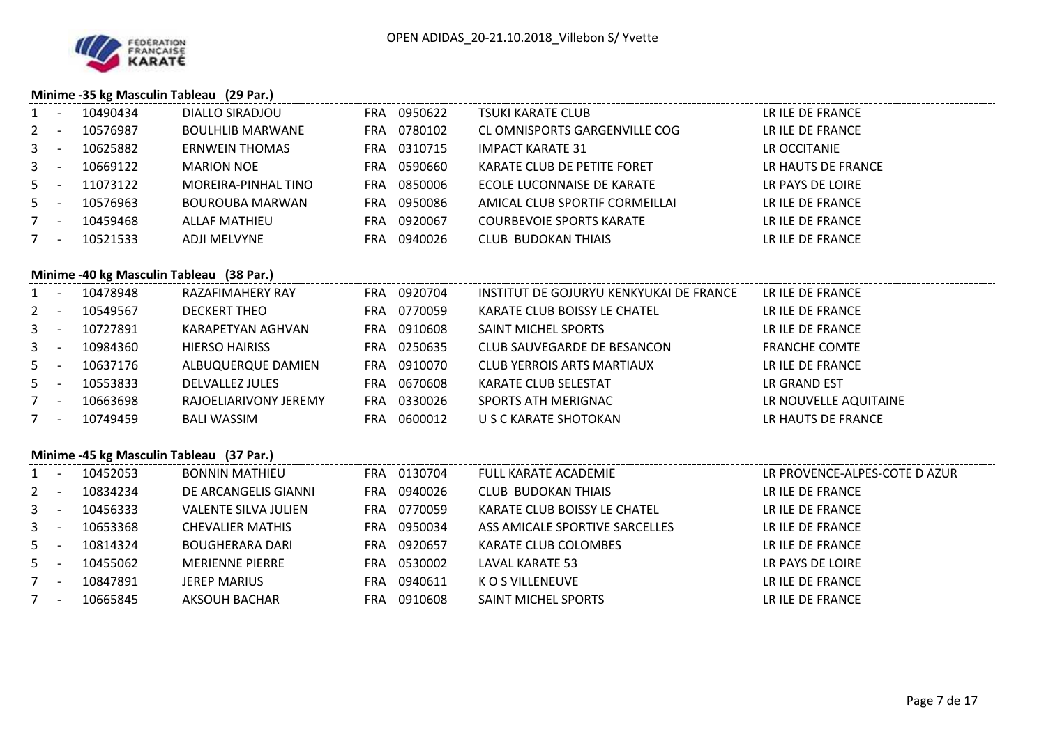### Minime -35 kg Masculin Tableau (29 Par.)

| Rang | | Licence | Nom | Pays | Club N° | Club | Ligue |
|---|---|---|---|---|---|---|---|
| 1 | - | 10490434 | DIALLO SIRADJOU | FRA | 0950622 | TSUKI KARATE CLUB | LR ILE DE FRANCE |
| 2 | - | 10576987 | BOULHLIB MARWANE | FRA | 0780102 | CL OMNISPORTS GARGENVILLE COG | LR ILE DE FRANCE |
| 3 | - | 10625882 | ERNWEIN THOMAS | FRA | 0310715 | IMPACT KARATE 31 | LR OCCITANIE |
| 3 | - | 10669122 | MARION NOE | FRA | 0590660 | KARATE CLUB DE PETITE FORET | LR HAUTS DE FRANCE |
| 5 | - | 11073122 | MOREIRA-PINHAL TINO | FRA | 0850006 | ECOLE LUCONNAISE DE KARATE | LR PAYS DE LOIRE |
| 5 | - | 10576963 | BOUROUBA MARWAN | FRA | 0950086 | AMICAL CLUB SPORTIF CORMEILLAI | LR ILE DE FRANCE |
| 7 | - | 10459468 | ALLAF MATHIEU | FRA | 0920067 | COURBEVOIE SPORTS KARATE | LR ILE DE FRANCE |
| 7 | - | 10521533 | ADJI MELVYNE | FRA | 0940026 | CLUB BUDOKAN THIAIS | LR ILE DE FRANCE |

### Minime -40 kg Masculin Tableau (38 Par.)

| Rang | | Licence | Nom | Pays | Club N° | Club | Ligue |
|---|---|---|---|---|---|---|---|
| 1 | - | 10478948 | RAZAFIMAHERY RAY | FRA | 0920704 | INSTITUT DE GOJURYU KENKYUKAI DE FRANCE | LR ILE DE FRANCE |
| 2 | - | 10549567 | DECKERT THEO | FRA | 0770059 | KARATE CLUB BOISSY LE CHATEL | LR ILE DE FRANCE |
| 3 | - | 10727891 | KARAPETYAN AGHVAN | FRA | 0910608 | SAINT MICHEL SPORTS | LR ILE DE FRANCE |
| 3 | - | 10984360 | HIERSO HAIRISS | FRA | 0250635 | CLUB SAUVEGARDE DE BESANCON | FRANCHE COMTE |
| 5 | - | 10637176 | ALBUQUERQUE DAMIEN | FRA | 0910070 | CLUB YERROIS ARTS MARTIAUX | LR ILE DE FRANCE |
| 5 | - | 10553833 | DELVALLEZ JULES | FRA | 0670608 | KARATE CLUB SELESTAT | LR GRAND EST |
| 7 | - | 10663698 | RAJOELIARIVONY JEREMY | FRA | 0330026 | SPORTS ATH MERIGNAC | LR NOUVELLE AQUITAINE |
| 7 | - | 10749459 | BALI WASSIM | FRA | 0600012 | U S C KARATE SHOTOKAN | LR HAUTS DE FRANCE |

### Minime -45 kg Masculin Tableau (37 Par.)

| Rang | | Licence | Nom | Pays | Club N° | Club | Ligue |
|---|---|---|---|---|---|---|---|
| 1 | - | 10452053 | BONNIN MATHIEU | FRA | 0130704 | FULL KARATE ACADEMIE | LR PROVENCE-ALPES-COTE D AZUR |
| 2 | - | 10834234 | DE ARCANGELIS GIANNI | FRA | 0940026 | CLUB BUDOKAN THIAIS | LR ILE DE FRANCE |
| 3 | - | 10456333 | VALENTE SILVA JULIEN | FRA | 0770059 | KARATE CLUB BOISSY LE CHATEL | LR ILE DE FRANCE |
| 3 | - | 10653368 | CHEVALIER MATHIS | FRA | 0950034 | ASS AMICALE SPORTIVE SARCELLES | LR ILE DE FRANCE |
| 5 | - | 10814324 | BOUGHERARA DARI | FRA | 0920657 | KARATE CLUB COLOMBES | LR ILE DE FRANCE |
| 5 | - | 10455062 | MERIENNE PIERRE | FRA | 0530002 | LAVAL KARATE 53 | LR PAYS DE LOIRE |
| 7 | - | 10847891 | JEREP MARIUS | FRA | 0940611 | K O S VILLENEUVE | LR ILE DE FRANCE |
| 7 | - | 10665845 | AKSOUH BACHAR | FRA | 0910608 | SAINT MICHEL SPORTS | LR ILE DE FRANCE |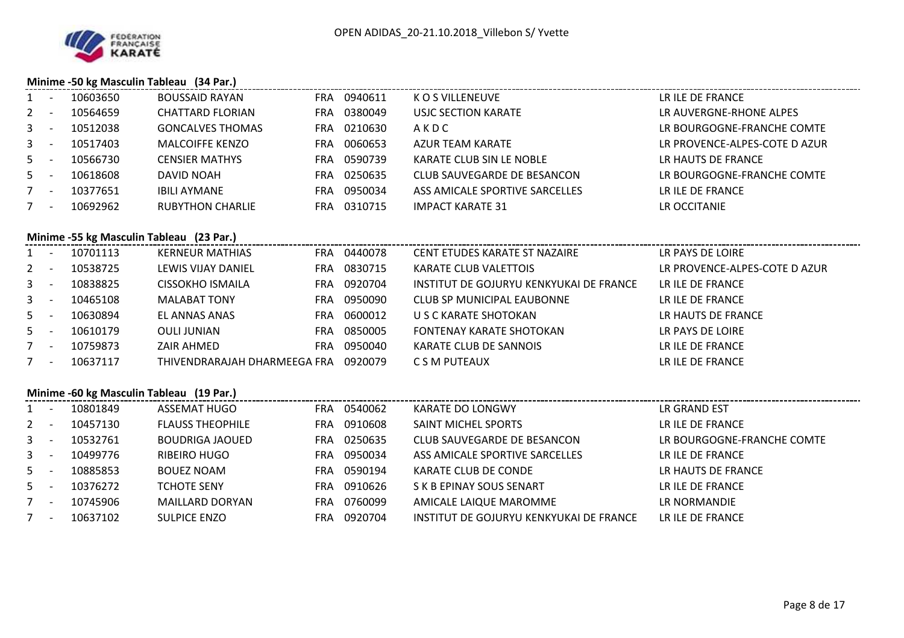## Minime -50 kg Masculin Tableau (34 Par.)

| Rang | | Licence | Nom | Pays | Club n° | Club | Ligue |
|---|---|---|---|---|---|---|---|
| 1 | - | 10603650 | BOUSSAID RAYAN | FRA | 0940611 | K O S VILLENEUVE | LR ILE DE FRANCE |
| 2 | - | 10564659 | CHATTARD FLORIAN | FRA | 0380049 | USJC SECTION KARATE | LR AUVERGNE-RHONE ALPES |
| 3 | - | 10512038 | GONCALVES THOMAS | FRA | 0210630 | A K D C | LR BOURGOGNE-FRANCHE COMTE |
| 3 | - | 10517403 | MALCOIFFE KENZO | FRA | 0060653 | AZUR TEAM KARATE | LR PROVENCE-ALPES-COTE D AZUR |
| 5 | - | 10566730 | CENSIER MATHYS | FRA | 0590739 | KARATE CLUB SIN LE NOBLE | LR HAUTS DE FRANCE |
| 5 | - | 10618608 | DAVID NOAH | FRA | 0250635 | CLUB SAUVEGARDE DE BESANCON | LR BOURGOGNE-FRANCHE COMTE |
| 7 | - | 10377651 | IBILI AYMANE | FRA | 0950034 | ASS AMICALE SPORTIVE SARCELLES | LR ILE DE FRANCE |
| 7 | - | 10692962 | RUBYTHON CHARLIE | FRA | 0310715 | IMPACT KARATE 31 | LR OCCITANIE |

## Minime -55 kg Masculin Tableau (23 Par.)

| Rang | | Licence | Nom | Pays | Club n° | Club | Ligue |
|---|---|---|---|---|---|---|---|
| 1 | - | 10701113 | KERNEUR MATHIAS | FRA | 0440078 | CENT ETUDES KARATE ST NAZAIRE | LR PAYS DE LOIRE |
| 2 | - | 10538725 | LEWIS VIJAY DANIEL | FRA | 0830715 | KARATE CLUB VALETTOIS | LR PROVENCE-ALPES-COTE D AZUR |
| 3 | - | 10838825 | CISSOKHO ISMAILA | FRA | 0920704 | INSTITUT DE GOJURYU KENKYUKAI DE FRANCE | LR ILE DE FRANCE |
| 3 | - | 10465108 | MALABAT TONY | FRA | 0950090 | CLUB SP MUNICIPAL EAUBONNE | LR ILE DE FRANCE |
| 5 | - | 10630894 | EL ANNAS ANAS | FRA | 0600012 | U S C KARATE SHOTOKAN | LR HAUTS DE FRANCE |
| 5 | - | 10610179 | OULI JUNIAN | FRA | 0850005 | FONTENAY KARATE SHOTOKAN | LR PAYS DE LOIRE |
| 7 | - | 10759873 | ZAIR AHMED | FRA | 0950040 | KARATE CLUB DE SANNOIS | LR ILE DE FRANCE |
| 7 | - | 10637117 | THIVENDRARAJAH DHARMEEGA | FRA | 0920079 | C S M PUTEAUX | LR ILE DE FRANCE |

## Minime -60 kg Masculin Tableau (19 Par.)

| Rang | | Licence | Nom | Pays | Club n° | Club | Ligue |
|---|---|---|---|---|---|---|---|
| 1 | - | 10801849 | ASSEMAT HUGO | FRA | 0540062 | KARATE DO LONGWY | LR GRAND EST |
| 2 | - | 10457130 | FLAUSS THEOPHILE | FRA | 0910608 | SAINT MICHEL SPORTS | LR ILE DE FRANCE |
| 3 | - | 10532761 | BOUDRIGA JAOUED | FRA | 0250635 | CLUB SAUVEGARDE DE BESANCON | LR BOURGOGNE-FRANCHE COMTE |
| 3 | - | 10499776 | RIBEIRO HUGO | FRA | 0950034 | ASS AMICALE SPORTIVE SARCELLES | LR ILE DE FRANCE |
| 5 | - | 10885853 | BOUEZ NOAM | FRA | 0590194 | KARATE CLUB DE CONDE | LR HAUTS DE FRANCE |
| 5 | - | 10376272 | TCHOTE SENY | FRA | 0910626 | S K B EPINAY SOUS SENART | LR ILE DE FRANCE |
| 7 | - | 10745906 | MAILLARD DORYAN | FRA | 0760099 | AMICALE LAIQUE MAROMME | LR NORMANDIE |
| 7 | - | 10637102 | SULPICE ENZO | FRA | 0920704 | INSTITUT DE GOJURYU KENKYUKAI DE FRANCE | LR ILE DE FRANCE |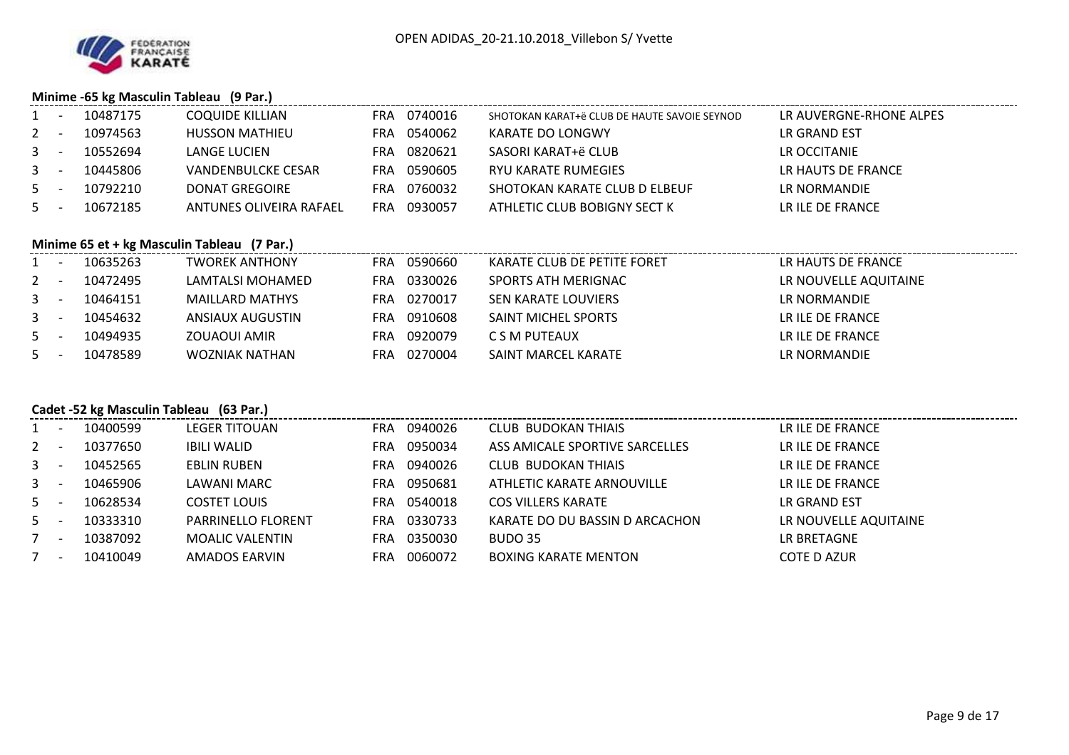OPEN ADIDAS_20-21.10.2018_Villebon S/ Yvette

### Minime -65 kg Masculin Tableau (9 Par.)

| | | | | | | | |
|---|---|---|---|---|---|---|---|
| 1 | - | 10487175 | COQUIDE KILLIAN | FRA | 0740016 | SHOTOKAN KARAT+ë CLUB DE HAUTE SAVOIE SEYNOD | LR AUVERGNE-RHONE ALPES |
| 2 | - | 10974563 | HUSSON MATHIEU | FRA | 0540062 | KARATE DO LONGWY | LR GRAND EST |
| 3 | - | 10552694 | LANGE LUCIEN | FRA | 0820621 | SASORI KARAT+ë CLUB | LR OCCITANIE |
| 3 | - | 10445806 | VANDENBULCKE CESAR | FRA | 0590605 | RYU KARATE RUMEGIES | LR HAUTS DE FRANCE |
| 5 | - | 10792210 | DONAT GREGOIRE | FRA | 0760032 | SHOTOKAN KARATE CLUB D ELBEUF | LR NORMANDIE |
| 5 | - | 10672185 | ANTUNES OLIVEIRA RAFAEL | FRA | 0930057 | ATHLETIC CLUB BOBIGNY SECT K | LR ILE DE FRANCE |

### Minime 65 et + kg Masculin Tableau (7 Par.)

| | | | | | | | |
|---|---|---|---|---|---|---|---|
| 1 | - | 10635263 | TWOREK ANTHONY | FRA | 0590660 | KARATE CLUB DE PETITE FORET | LR HAUTS DE FRANCE |
| 2 | - | 10472495 | LAMTALSI MOHAMED | FRA | 0330026 | SPORTS ATH MERIGNAC | LR NOUVELLE AQUITAINE |
| 3 | - | 10464151 | MAILLARD MATHYS | FRA | 0270017 | SEN KARATE LOUVIERS | LR NORMANDIE |
| 3 | - | 10454632 | ANSIAUX AUGUSTIN | FRA | 0910608 | SAINT MICHEL SPORTS | LR ILE DE FRANCE |
| 5 | - | 10494935 | ZOUAOUI AMIR | FRA | 0920079 | C S M PUTEAUX | LR ILE DE FRANCE |
| 5 | - | 10478589 | WOZNIAK NATHAN | FRA | 0270004 | SAINT MARCEL KARATE | LR NORMANDIE |

### Cadet -52 kg Masculin Tableau (63 Par.)

| | | | | | | | |
|---|---|---|---|---|---|---|---|
| 1 | - | 10400599 | LEGER TITOUAN | FRA | 0940026 | CLUB BUDOKAN THIAIS | LR ILE DE FRANCE |
| 2 | - | 10377650 | IBILI WALID | FRA | 0950034 | ASS AMICALE SPORTIVE SARCELLES | LR ILE DE FRANCE |
| 3 | - | 10452565 | EBLIN RUBEN | FRA | 0940026 | CLUB BUDOKAN THIAIS | LR ILE DE FRANCE |
| 3 | - | 10465906 | LAWANI MARC | FRA | 0950681 | ATHLETIC KARATE ARNOUVILLE | LR ILE DE FRANCE |
| 5 | - | 10628534 | COSTET LOUIS | FRA | 0540018 | COS VILLERS KARATE | LR GRAND EST |
| 5 | - | 10333310 | PARRINELLO FLORENT | FRA | 0330733 | KARATE DO DU BASSIN D ARCACHON | LR NOUVELLE AQUITAINE |
| 7 | - | 10387092 | MOALIC VALENTIN | FRA | 0350030 | BUDO 35 | LR BRETAGNE |
| 7 | - | 10410049 | AMADOS EARVIN | FRA | 0060072 | BOXING KARATE MENTON | COTE D AZUR |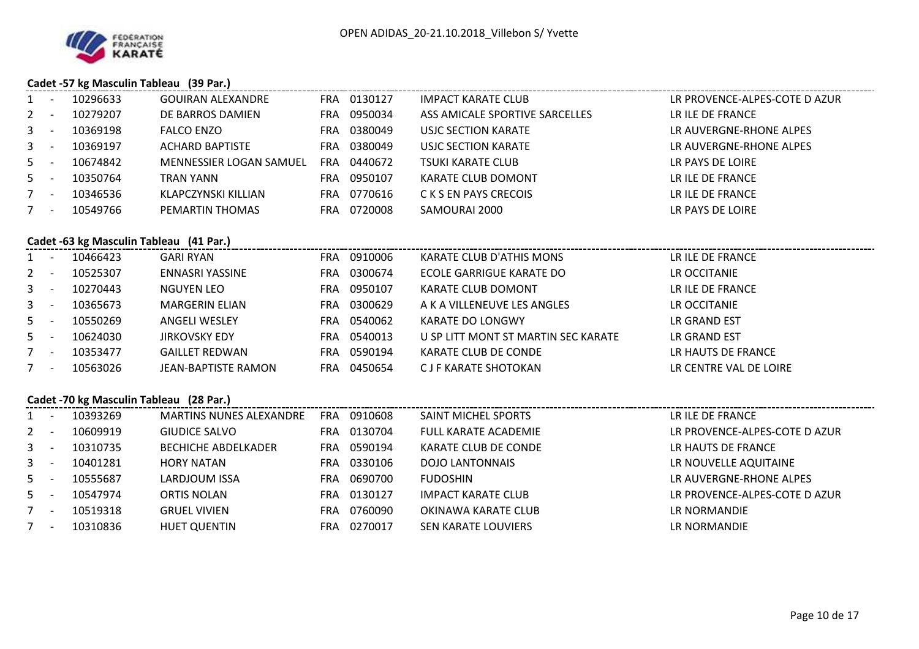## Cadet -57 kg Masculin Tableau (39 Par.)

| Rang | | Licence | Nom | Pays | Club N° | Club | Ligue |
|---|---|---|---|---|---|---|---|
| 1 | - | 10296633 | GOUIRAN ALEXANDRE | FRA | 0130127 | IMPACT KARATE CLUB | LR PROVENCE-ALPES-COTE D AZUR |
| 2 | - | 10279207 | DE BARROS DAMIEN | FRA | 0950034 | ASS AMICALE SPORTIVE SARCELLES | LR ILE DE FRANCE |
| 3 | - | 10369198 | FALCO ENZO | FRA | 0380049 | USJC SECTION KARATE | LR AUVERGNE-RHONE ALPES |
| 3 | - | 10369197 | ACHARD BAPTISTE | FRA | 0380049 | USJC SECTION KARATE | LR AUVERGNE-RHONE ALPES |
| 5 | - | 10674842 | MENNESSIER LOGAN SAMUEL | FRA | 0440672 | TSUKI KARATE CLUB | LR PAYS DE LOIRE |
| 5 | - | 10350764 | TRAN YANN | FRA | 0950107 | KARATE CLUB DOMONT | LR ILE DE FRANCE |
| 7 | - | 10346536 | KLAPCZYNSKI KILLIAN | FRA | 0770616 | C K S EN PAYS CRECOIS | LR ILE DE FRANCE |
| 7 | - | 10549766 | PEMARTIN THOMAS | FRA | 0720008 | SAMOURAI 2000 | LR PAYS DE LOIRE |

## Cadet -63 kg Masculin Tableau (41 Par.)

| Rang | | Licence | Nom | Pays | Club N° | Club | Ligue |
|---|---|---|---|---|---|---|---|
| 1 | - | 10466423 | GARI RYAN | FRA | 0910006 | KARATE CLUB D'ATHIS MONS | LR ILE DE FRANCE |
| 2 | - | 10525307 | ENNASRI YASSINE | FRA | 0300674 | ECOLE GARRIGUE KARATE DO | LR OCCITANIE |
| 3 | - | 10270443 | NGUYEN LEO | FRA | 0950107 | KARATE CLUB DOMONT | LR ILE DE FRANCE |
| 3 | - | 10365673 | MARGERIN ELIAN | FRA | 0300629 | A K A VILLENEUVE LES ANGLES | LR OCCITANIE |
| 5 | - | 10550269 | ANGELI WESLEY | FRA | 0540062 | KARATE DO LONGWY | LR GRAND EST |
| 5 | - | 10624030 | JIRKOVSKY EDY | FRA | 0540013 | U SP LITT MONT ST MARTIN SEC KARATE | LR GRAND EST |
| 7 | - | 10353477 | GAILLET REDWAN | FRA | 0590194 | KARATE CLUB DE CONDE | LR HAUTS DE FRANCE |
| 7 | - | 10563026 | JEAN-BAPTISTE RAMON | FRA | 0450654 | C J F KARATE SHOTOKAN | LR CENTRE VAL DE LOIRE |

## Cadet -70 kg Masculin Tableau (28 Par.)

| Rang | | Licence | Nom | Pays | Club N° | Club | Ligue |
|---|---|---|---|---|---|---|---|
| 1 | - | 10393269 | MARTINS NUNES ALEXANDRE | FRA | 0910608 | SAINT MICHEL SPORTS | LR ILE DE FRANCE |
| 2 | - | 10609919 | GIUDICE SALVO | FRA | 0130704 | FULL KARATE ACADEMIE | LR PROVENCE-ALPES-COTE D AZUR |
| 3 | - | 10310735 | BECHICHE ABDELKADER | FRA | 0590194 | KARATE CLUB DE CONDE | LR HAUTS DE FRANCE |
| 3 | - | 10401281 | HORY NATAN | FRA | 0330106 | DOJO LANTONNAIS | LR NOUVELLE AQUITAINE |
| 5 | - | 10555687 | LARDJOUM ISSA | FRA | 0690700 | FUDOSHIN | LR AUVERGNE-RHONE ALPES |
| 5 | - | 10547974 | ORTIS NOLAN | FRA | 0130127 | IMPACT KARATE CLUB | LR PROVENCE-ALPES-COTE D AZUR |
| 7 | - | 10519318 | GRUEL VIVIEN | FRA | 0760090 | OKINAWA KARATE CLUB | LR NORMANDIE |
| 7 | - | 10310836 | HUET QUENTIN | FRA | 0270017 | SEN KARATE LOUVIERS | LR NORMANDIE |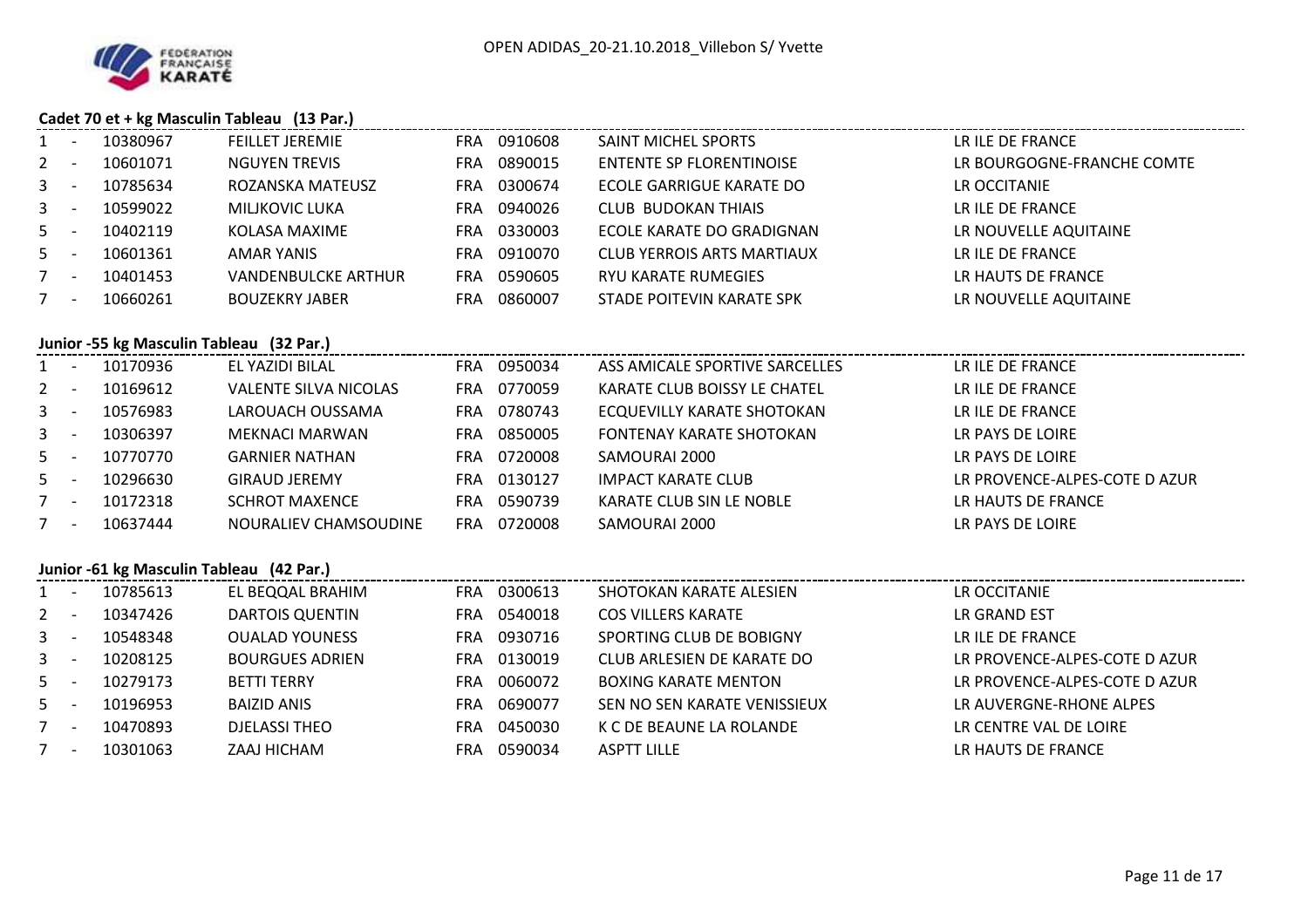OPEN ADIDAS_20-21.10.2018_Villebon S/ Yvette

### Cadet 70 et + kg Masculin Tableau (13 Par.)

| | | | | | | | |
|---|---|---|---|---|---|---|---|
| 1 | - | 10380967 | FEILLET JEREMIE | FRA | 0910608 | SAINT MICHEL SPORTS | LR ILE DE FRANCE |
| 2 | - | 10601071 | NGUYEN TREVIS | FRA | 0890015 | ENTENTE SP FLORENTINOISE | LR BOURGOGNE-FRANCHE COMTE |
| 3 | - | 10785634 | ROZANSKA MATEUSZ | FRA | 0300674 | ECOLE GARRIGUE KARATE DO | LR OCCITANIE |
| 3 | - | 10599022 | MILJKOVIC LUKA | FRA | 0940026 | CLUB BUDOKAN THIAIS | LR ILE DE FRANCE |
| 5 | - | 10402119 | KOLASA MAXIME | FRA | 0330003 | ECOLE KARATE DO GRADIGNAN | LR NOUVELLE AQUITAINE |
| 5 | - | 10601361 | AMAR YANIS | FRA | 0910070 | CLUB YERROIS ARTS MARTIAUX | LR ILE DE FRANCE |
| 7 | - | 10401453 | VANDENBULCKE ARTHUR | FRA | 0590605 | RYU KARATE RUMEGIES | LR HAUTS DE FRANCE |
| 7 | - | 10660261 | BOUZEKRY JABER | FRA | 0860007 | STADE POITEVIN KARATE SPK | LR NOUVELLE AQUITAINE |

### Junior -55 kg Masculin Tableau (32 Par.)

| | | | | | | | |
|---|---|---|---|---|---|---|---|
| 1 | - | 10170936 | EL YAZIDI BILAL | FRA | 0950034 | ASS AMICALE SPORTIVE SARCELLES | LR ILE DE FRANCE |
| 2 | - | 10169612 | VALENTE SILVA NICOLAS | FRA | 0770059 | KARATE CLUB BOISSY LE CHATEL | LR ILE DE FRANCE |
| 3 | - | 10576983 | LAROUACH OUSSAMA | FRA | 0780743 | ECQUEVILLY KARATE SHOTOKAN | LR ILE DE FRANCE |
| 3 | - | 10306397 | MEKNACI MARWAN | FRA | 0850005 | FONTENAY KARATE SHOTOKAN | LR PAYS DE LOIRE |
| 5 | - | 10770770 | GARNIER NATHAN | FRA | 0720008 | SAMOURAI 2000 | LR PAYS DE LOIRE |
| 5 | - | 10296630 | GIRAUD JEREMY | FRA | 0130127 | IMPACT KARATE CLUB | LR PROVENCE-ALPES-COTE D AZUR |
| 7 | - | 10172318 | SCHROT MAXENCE | FRA | 0590739 | KARATE CLUB SIN LE NOBLE | LR HAUTS DE FRANCE |
| 7 | - | 10637444 | NOURALIEV CHAMSOUDINE | FRA | 0720008 | SAMOURAI 2000 | LR PAYS DE LOIRE |

### Junior -61 kg Masculin Tableau (42 Par.)

| | | | | | | | |
|---|---|---|---|---|---|---|---|
| 1 | - | 10785613 | EL BEQQAL BRAHIM | FRA | 0300613 | SHOTOKAN KARATE ALESIEN | LR OCCITANIE |
| 2 | - | 10347426 | DARTOIS QUENTIN | FRA | 0540018 | COS VILLERS KARATE | LR GRAND EST |
| 3 | - | 10548348 | OUALAD YOUNESS | FRA | 0930716 | SPORTING CLUB DE BOBIGNY | LR ILE DE FRANCE |
| 3 | - | 10208125 | BOURGUES ADRIEN | FRA | 0130019 | CLUB ARLESIEN DE KARATE DO | LR PROVENCE-ALPES-COTE D AZUR |
| 5 | - | 10279173 | BETTI TERRY | FRA | 0060072 | BOXING KARATE MENTON | LR PROVENCE-ALPES-COTE D AZUR |
| 5 | - | 10196953 | BAIZID ANIS | FRA | 0690077 | SEN NO SEN KARATE VENISSIEUX | LR AUVERGNE-RHONE ALPES |
| 7 | - | 10470893 | DJELASSI THEO | FRA | 0450030 | K C DE BEAUNE LA ROLANDE | LR CENTRE VAL DE LOIRE |
| 7 | - | 10301063 | ZAAJ HICHAM | FRA | 0590034 | ASPTT LILLE | LR HAUTS DE FRANCE |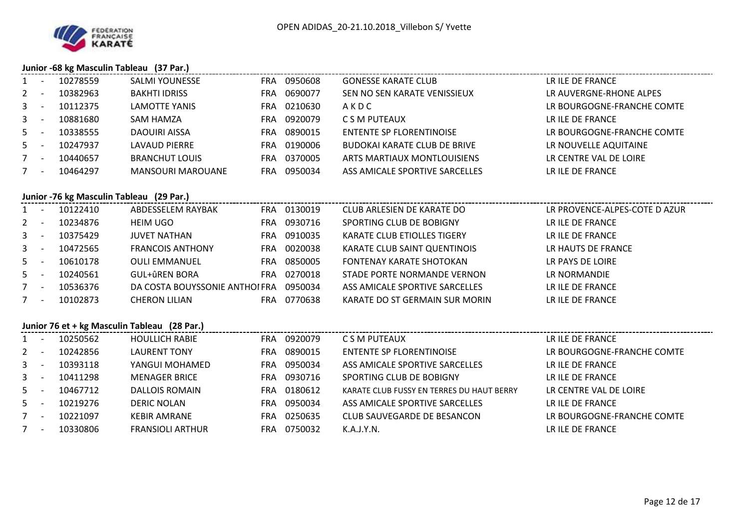OPEN ADIDAS_20-21.10.2018_Villebon S/ Yvette

### Junior -68 kg Masculin Tableau (37 Par.)

| Rang | | Licence | Nom | Pays | Club N° | Club | Ligue |
|---|---|---|---|---|---|---|---|
| 1 | - | 10278559 | SALMI YOUNESSE | FRA | 0950608 | GONESSE KARATE CLUB | LR ILE DE FRANCE |
| 2 | - | 10382963 | BAKHTI IDRISS | FRA | 0690077 | SEN NO SEN KARATE VENISSIEUX | LR AUVERGNE-RHONE ALPES |
| 3 | - | 10112375 | LAMOTTE YANIS | FRA | 0210630 | A K D C | LR BOURGOGNE-FRANCHE COMTE |
| 3 | - | 10881680 | SAM HAMZA | FRA | 0920079 | C S M PUTEAUX | LR ILE DE FRANCE |
| 5 | - | 10338555 | DAOUIRI AISSA | FRA | 0890015 | ENTENTE SP FLORENTINOISE | LR BOURGOGNE-FRANCHE COMTE |
| 5 | - | 10247937 | LAVAUD PIERRE | FRA | 0190006 | BUDOKAI KARATE CLUB DE BRIVE | LR NOUVELLE AQUITAINE |
| 7 | - | 10440657 | BRANCHUT LOUIS | FRA | 0370005 | ARTS MARTIAUX MONTLOUISIENS | LR CENTRE VAL DE LOIRE |
| 7 | - | 10464297 | MANSOURI MAROUANE | FRA | 0950034 | ASS AMICALE SPORTIVE SARCELLES | LR ILE DE FRANCE |

### Junior -76 kg Masculin Tableau (29 Par.)

| Rang | | Licence | Nom | Pays | Club N° | Club | Ligue |
|---|---|---|---|---|---|---|---|
| 1 | - | 10122410 | ABDESSELEM RAYBAK | FRA | 0130019 | CLUB ARLESIEN DE KARATE DO | LR PROVENCE-ALPES-COTE D AZUR |
| 2 | - | 10234876 | HEIM UGO | FRA | 0930716 | SPORTING CLUB DE BOBIGNY | LR ILE DE FRANCE |
| 3 | - | 10375429 | JUVET NATHAN | FRA | 0910035 | KARATE CLUB ETIOLLES TIGERY | LR ILE DE FRANCE |
| 3 | - | 10472565 | FRANCOIS ANTHONY | FRA | 0020038 | KARATE CLUB SAINT QUENTINOIS | LR HAUTS DE FRANCE |
| 5 | - | 10610178 | OULI EMMANUEL | FRA | 0850005 | FONTENAY KARATE SHOTOKAN | LR PAYS DE LOIRE |
| 5 | - | 10240561 | GUL+ûREN BORA | FRA | 0270018 | STADE PORTE NORMANDE VERNON | LR NORMANDIE |
| 7 | - | 10536376 | DA COSTA BOUYSSONIE ANTHOI | FRA | 0950034 | ASS AMICALE SPORTIVE SARCELLES | LR ILE DE FRANCE |
| 7 | - | 10102873 | CHERON LILIAN | FRA | 0770638 | KARATE DO ST GERMAIN SUR MORIN | LR ILE DE FRANCE |

### Junior 76 et + kg Masculin Tableau (28 Par.)

| Rang | | Licence | Nom | Pays | Club N° | Club | Ligue |
|---|---|---|---|---|---|---|---|
| 1 | - | 10250562 | HOULLICH RABIE | FRA | 0920079 | C S M PUTEAUX | LR ILE DE FRANCE |
| 2 | - | 10242856 | LAURENT TONY | FRA | 0890015 | ENTENTE SP FLORENTINOISE | LR BOURGOGNE-FRANCHE COMTE |
| 3 | - | 10393118 | YANGUI MOHAMED | FRA | 0950034 | ASS AMICALE SPORTIVE SARCELLES | LR ILE DE FRANCE |
| 3 | - | 10411298 | MENAGER BRICE | FRA | 0930716 | SPORTING CLUB DE BOBIGNY | LR ILE DE FRANCE |
| 5 | - | 10467712 | DALLOIS ROMAIN | FRA | 0180612 | KARATE CLUB FUSSY EN TERRES DU HAUT BERRY | LR CENTRE VAL DE LOIRE |
| 5 | - | 10219276 | DERIC NOLAN | FRA | 0950034 | ASS AMICALE SPORTIVE SARCELLES | LR ILE DE FRANCE |
| 7 | - | 10221097 | KEBIR AMRANE | FRA | 0250635 | CLUB SAUVEGARDE DE BESANCON | LR BOURGOGNE-FRANCHE COMTE |
| 7 | - | 10330806 | FRANSIOLI ARTHUR | FRA | 0750032 | K.A.J.Y.N. | LR ILE DE FRANCE |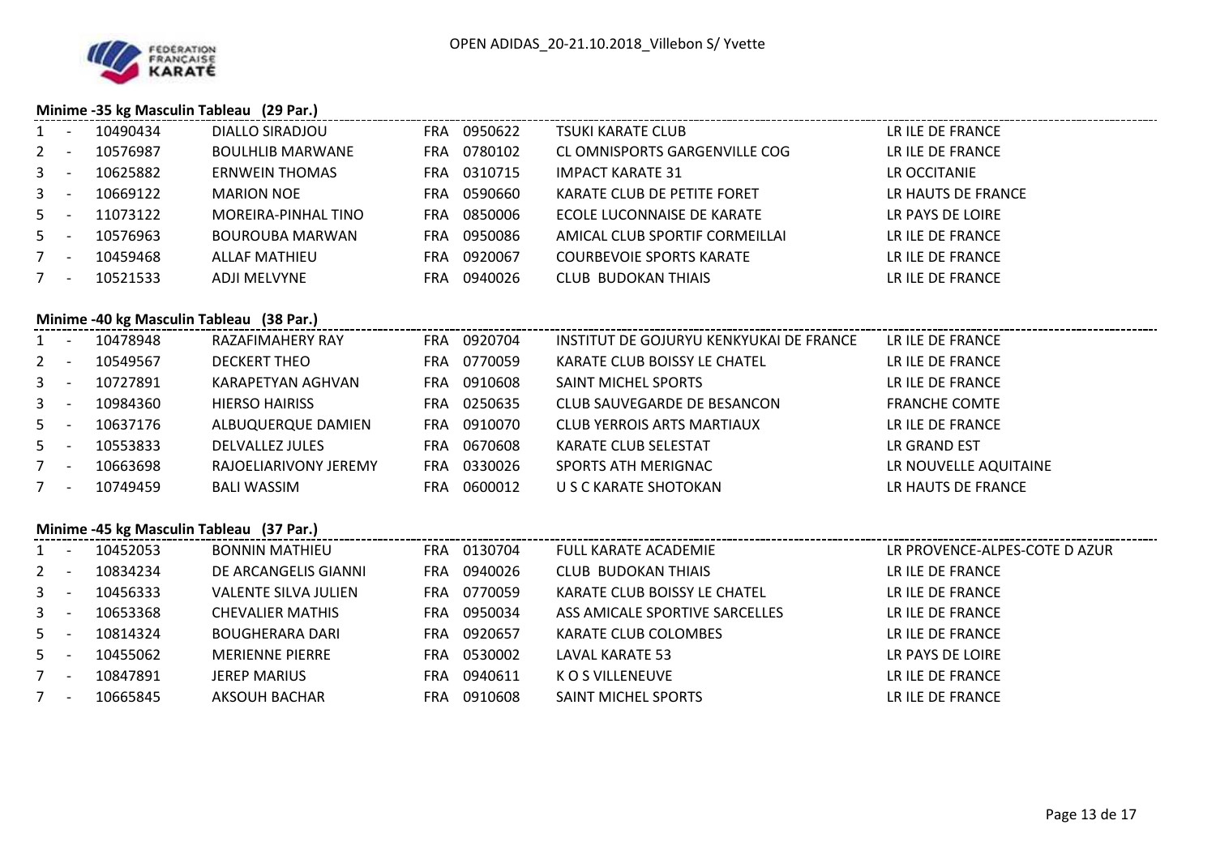## Minime -35 kg Masculin Tableau (29 Par.)

| | | | | | | | |
|---|---|---|---|---|---|---|---|
| 1 | - | 10490434 | DIALLO SIRADJOU | FRA | 0950622 | TSUKI KARATE CLUB | LR ILE DE FRANCE |
| 2 | - | 10576987 | BOULHLIB MARWANE | FRA | 0780102 | CL OMNISPORTS GARGENVILLE COG | LR ILE DE FRANCE |
| 3 | - | 10625882 | ERNWEIN THOMAS | FRA | 0310715 | IMPACT KARATE 31 | LR OCCITANIE |
| 3 | - | 10669122 | MARION NOE | FRA | 0590660 | KARATE CLUB DE PETITE FORET | LR HAUTS DE FRANCE |
| 5 | - | 11073122 | MOREIRA-PINHAL TINO | FRA | 0850006 | ECOLE LUCONNAISE DE KARATE | LR PAYS DE LOIRE |
| 5 | - | 10576963 | BOUROUBA MARWAN | FRA | 0950086 | AMICAL CLUB SPORTIF CORMEILLAI | LR ILE DE FRANCE |
| 7 | - | 10459468 | ALLAF MATHIEU | FRA | 0920067 | COURBEVOIE SPORTS KARATE | LR ILE DE FRANCE |
| 7 | - | 10521533 | ADJI MELVYNE | FRA | 0940026 | CLUB BUDOKAN THIAIS | LR ILE DE FRANCE |

## Minime -40 kg Masculin Tableau (38 Par.)

| | | | | | | | |
|---|---|---|---|---|---|---|---|
| 1 | - | 10478948 | RAZAFIMAHERY RAY | FRA | 0920704 | INSTITUT DE GOJURYU KENKYUKAI DE FRANCE | LR ILE DE FRANCE |
| 2 | - | 10549567 | DECKERT THEO | FRA | 0770059 | KARATE CLUB BOISSY LE CHATEL | LR ILE DE FRANCE |
| 3 | - | 10727891 | KARAPETYAN AGHVAN | FRA | 0910608 | SAINT MICHEL SPORTS | LR ILE DE FRANCE |
| 3 | - | 10984360 | HIERSO HAIRISS | FRA | 0250635 | CLUB SAUVEGARDE DE BESANCON | FRANCHE COMTE |
| 5 | - | 10637176 | ALBUQUERQUE DAMIEN | FRA | 0910070 | CLUB YERROIS ARTS MARTIAUX | LR ILE DE FRANCE |
| 5 | - | 10553833 | DELVALLEZ JULES | FRA | 0670608 | KARATE CLUB SELESTAT | LR GRAND EST |
| 7 | - | 10663698 | RAJOELIARIVONY JEREMY | FRA | 0330026 | SPORTS ATH MERIGNAC | LR NOUVELLE AQUITAINE |
| 7 | - | 10749459 | BALI WASSIM | FRA | 0600012 | U S C KARATE SHOTOKAN | LR HAUTS DE FRANCE |

## Minime -45 kg Masculin Tableau (37 Par.)

| | | | | | | | |
|---|---|---|---|---|---|---|---|
| 1 | - | 10452053 | BONNIN MATHIEU | FRA | 0130704 | FULL KARATE ACADEMIE | LR PROVENCE-ALPES-COTE D AZUR |
| 2 | - | 10834234 | DE ARCANGELIS GIANNI | FRA | 0940026 | CLUB BUDOKAN THIAIS | LR ILE DE FRANCE |
| 3 | - | 10456333 | VALENTE SILVA JULIEN | FRA | 0770059 | KARATE CLUB BOISSY LE CHATEL | LR ILE DE FRANCE |
| 3 | - | 10653368 | CHEVALIER MATHIS | FRA | 0950034 | ASS AMICALE SPORTIVE SARCELLES | LR ILE DE FRANCE |
| 5 | - | 10814324 | BOUGHERARA DARI | FRA | 0920657 | KARATE CLUB COLOMBES | LR ILE DE FRANCE |
| 5 | - | 10455062 | MERIENNE PIERRE | FRA | 0530002 | LAVAL KARATE 53 | LR PAYS DE LOIRE |
| 7 | - | 10847891 | JEREP MARIUS | FRA | 0940611 | K O S VILLENEUVE | LR ILE DE FRANCE |
| 7 | - | 10665845 | AKSOUH BACHAR | FRA | 0910608 | SAINT MICHEL SPORTS | LR ILE DE FRANCE |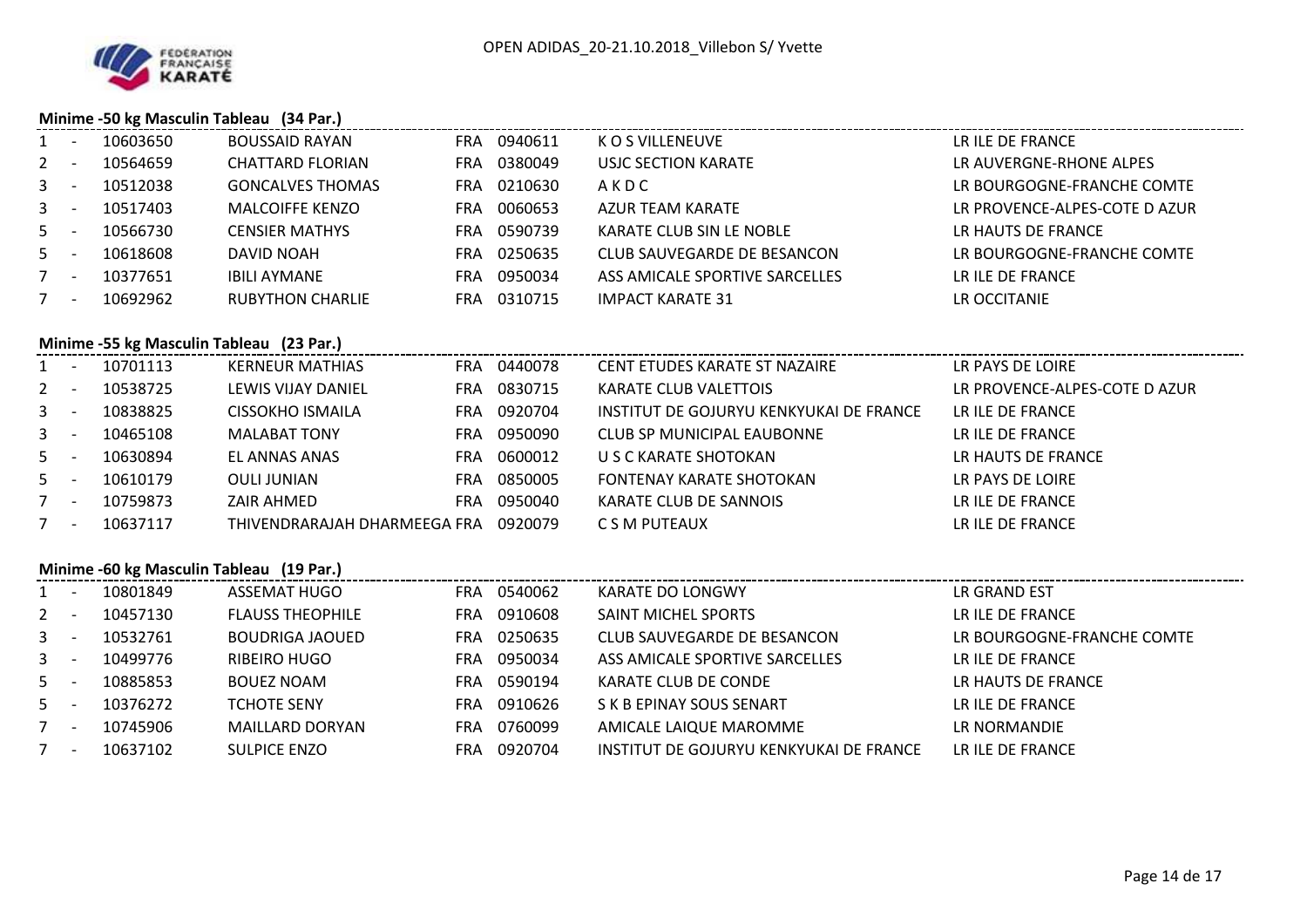## Minime -50 kg Masculin Tableau (34 Par.)

| | | | | | | | | |
|---|---|---|---|---|---|---|---|---|
| 1 | - | 10603650 | BOUSSAID RAYAN | FRA | 0940611 | K O S VILLENEUVE | LR ILE DE FRANCE |
| 2 | - | 10564659 | CHATTARD FLORIAN | FRA | 0380049 | USJC SECTION KARATE | LR AUVERGNE-RHONE ALPES |
| 3 | - | 10512038 | GONCALVES THOMAS | FRA | 0210630 | A K D C | LR BOURGOGNE-FRANCHE COMTE |
| 3 | - | 10517403 | MALCOIFFE KENZO | FRA | 0060653 | AZUR TEAM KARATE | LR PROVENCE-ALPES-COTE D AZUR |
| 5 | - | 10566730 | CENSIER MATHYS | FRA | 0590739 | KARATE CLUB SIN LE NOBLE | LR HAUTS DE FRANCE |
| 5 | - | 10618608 | DAVID NOAH | FRA | 0250635 | CLUB SAUVEGARDE DE BESANCON | LR BOURGOGNE-FRANCHE COMTE |
| 7 | - | 10377651 | IBILI AYMANE | FRA | 0950034 | ASS AMICALE SPORTIVE SARCELLES | LR ILE DE FRANCE |
| 7 | - | 10692962 | RUBYTHON CHARLIE | FRA | 0310715 | IMPACT KARATE 31 | LR OCCITANIE |

## Minime -55 kg Masculin Tableau (23 Par.)

| | | | | | | | |
|---|---|---|---|---|---|---|---|
| 1 | - | 10701113 | KERNEUR MATHIAS | FRA | 0440078 | CENT ETUDES KARATE ST NAZAIRE | LR PAYS DE LOIRE |
| 2 | - | 10538725 | LEWIS VIJAY DANIEL | FRA | 0830715 | KARATE CLUB VALETTOIS | LR PROVENCE-ALPES-COTE D AZUR |
| 3 | - | 10838825 | CISSOKHO ISMAILA | FRA | 0920704 | INSTITUT DE GOJURYU KENKYUKAI DE FRANCE | LR ILE DE FRANCE |
| 3 | - | 10465108 | MALABAT TONY | FRA | 0950090 | CLUB SP MUNICIPAL EAUBONNE | LR ILE DE FRANCE |
| 5 | - | 10630894 | EL ANNAS ANAS | FRA | 0600012 | U S C KARATE SHOTOKAN | LR HAUTS DE FRANCE |
| 5 | - | 10610179 | OULI JUNIAN | FRA | 0850005 | FONTENAY KARATE SHOTOKAN | LR PAYS DE LOIRE |
| 7 | - | 10759873 | ZAIR AHMED | FRA | 0950040 | KARATE CLUB DE SANNOIS | LR ILE DE FRANCE |
| 7 | - | 10637117 | THIVENDRARAJAH DHARMEEGA | FRA | 0920079 | C S M PUTEAUX | LR ILE DE FRANCE |

## Minime -60 kg Masculin Tableau (19 Par.)

| | | | | | | | |
|---|---|---|---|---|---|---|---|
| 1 | - | 10801849 | ASSEMAT HUGO | FRA | 0540062 | KARATE DO LONGWY | LR GRAND EST |
| 2 | - | 10457130 | FLAUSS THEOPHILE | FRA | 0910608 | SAINT MICHEL SPORTS | LR ILE DE FRANCE |
| 3 | - | 10532761 | BOUDRIGA JAOUED | FRA | 0250635 | CLUB SAUVEGARDE DE BESANCON | LR BOURGOGNE-FRANCHE COMTE |
| 3 | - | 10499776 | RIBEIRO HUGO | FRA | 0950034 | ASS AMICALE SPORTIVE SARCELLES | LR ILE DE FRANCE |
| 5 | - | 10885853 | BOUEZ NOAM | FRA | 0590194 | KARATE CLUB DE CONDE | LR HAUTS DE FRANCE |
| 5 | - | 10376272 | TCHOTE SENY | FRA | 0910626 | S K B EPINAY SOUS SENART | LR ILE DE FRANCE |
| 7 | - | 10745906 | MAILLARD DORYAN | FRA | 0760099 | AMICALE LAIQUE MAROMME | LR NORMANDIE |
| 7 | - | 10637102 | SULPICE ENZO | FRA | 0920704 | INSTITUT DE GOJURYU KENKYUKAI DE FRANCE | LR ILE DE FRANCE |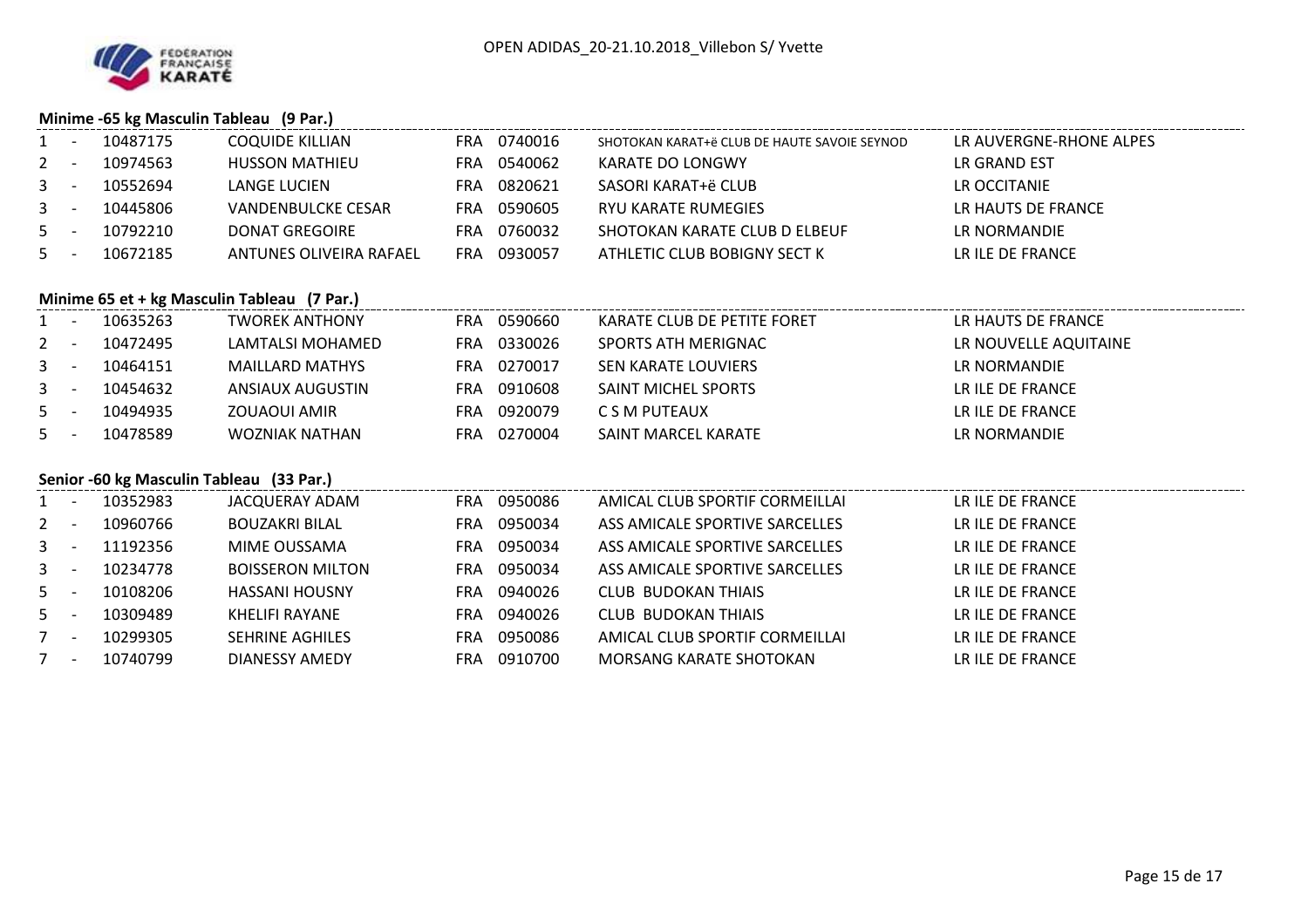## Minime -65 kg Masculin Tableau (9 Par.)

| Rang | | Licence | Nom | Pays | Club N° | Club | Ligue |
|---|---|---|---|---|---|---|---|
| 1 | - | 10487175 | COQUIDE KILLIAN | FRA | 0740016 | SHOTOKAN KARAT+ë CLUB DE HAUTE SAVOIE SEYNOD | LR AUVERGNE-RHONE ALPES |
| 2 | - | 10974563 | HUSSON MATHIEU | FRA | 0540062 | KARATE DO LONGWY | LR GRAND EST |
| 3 | - | 10552694 | LANGE LUCIEN | FRA | 0820621 | SASORI KARAT+ë CLUB | LR OCCITANIE |
| 3 | - | 10445806 | VANDENBULCKE CESAR | FRA | 0590605 | RYU KARATE RUMEGIES | LR HAUTS DE FRANCE |
| 5 | - | 10792210 | DONAT GREGOIRE | FRA | 0760032 | SHOTOKAN KARATE CLUB D ELBEUF | LR NORMANDIE |
| 5 | - | 10672185 | ANTUNES OLIVEIRA RAFAEL | FRA | 0930057 | ATHLETIC CLUB BOBIGNY SECT K | LR ILE DE FRANCE |

## Minime 65 et + kg Masculin Tableau (7 Par.)

| Rang | | Licence | Nom | Pays | Club N° | Club | Ligue |
|---|---|---|---|---|---|---|---|
| 1 | - | 10635263 | TWOREK ANTHONY | FRA | 0590660 | KARATE CLUB DE PETITE FORET | LR HAUTS DE FRANCE |
| 2 | - | 10472495 | LAMTALSI MOHAMED | FRA | 0330026 | SPORTS ATH MERIGNAC | LR NOUVELLE AQUITAINE |
| 3 | - | 10464151 | MAILLARD MATHYS | FRA | 0270017 | SEN KARATE LOUVIERS | LR NORMANDIE |
| 3 | - | 10454632 | ANSIAUX AUGUSTIN | FRA | 0910608 | SAINT MICHEL SPORTS | LR ILE DE FRANCE |
| 5 | - | 10494935 | ZOUAOUI AMIR | FRA | 0920079 | C S M PUTEAUX | LR ILE DE FRANCE |
| 5 | - | 10478589 | WOZNIAK NATHAN | FRA | 0270004 | SAINT MARCEL KARATE | LR NORMANDIE |

## Senior -60 kg Masculin Tableau (33 Par.)

| Rang | | Licence | Nom | Pays | Club N° | Club | Ligue |
|---|---|---|---|---|---|---|---|
| 1 | - | 10352983 | JACQUERAY ADAM | FRA | 0950086 | AMICAL CLUB SPORTIF CORMEILLAI | LR ILE DE FRANCE |
| 2 | - | 10960766 | BOUZAKRI BILAL | FRA | 0950034 | ASS AMICALE SPORTIVE SARCELLES | LR ILE DE FRANCE |
| 3 | - | 11192356 | MIME OUSSAMA | FRA | 0950034 | ASS AMICALE SPORTIVE SARCELLES | LR ILE DE FRANCE |
| 3 | - | 10234778 | BOISSERON MILTON | FRA | 0950034 | ASS AMICALE SPORTIVE SARCELLES | LR ILE DE FRANCE |
| 5 | - | 10108206 | HASSANI HOUSNY | FRA | 0940026 | CLUB BUDOKAN THIAIS | LR ILE DE FRANCE |
| 5 | - | 10309489 | KHELIFI RAYANE | FRA | 0940026 | CLUB BUDOKAN THIAIS | LR ILE DE FRANCE |
| 7 | - | 10299305 | SEHRINE AGHILES | FRA | 0950086 | AMICAL CLUB SPORTIF CORMEILLAI | LR ILE DE FRANCE |
| 7 | - | 10740799 | DIANESSY AMEDY | FRA | 0910700 | MORSANG KARATE SHOTOKAN | LR ILE DE FRANCE |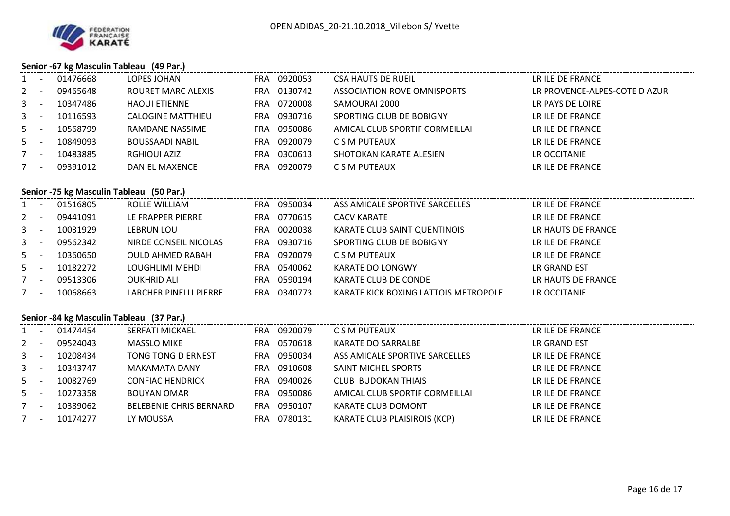### Senior -67 kg Masculin Tableau (49 Par.)

| Rang | | Licence | Nom | Nat. | Club N° | Club | Ligue |
|---|---|---|---|---|---|---|---|
| 1 | - | 01476668 | LOPES JOHAN | FRA | 0920053 | CSA HAUTS DE RUEIL | LR ILE DE FRANCE |
| 2 | - | 09465648 | ROURET MARC ALEXIS | FRA | 0130742 | ASSOCIATION ROVE OMNISPORTS | LR PROVENCE-ALPES-COTE D AZUR |
| 3 | - | 10347486 | HAOUI ETIENNE | FRA | 0720008 | SAMOURAI 2000 | LR PAYS DE LOIRE |
| 3 | - | 10116593 | CALOGINE MATTHIEU | FRA | 0930716 | SPORTING CLUB DE BOBIGNY | LR ILE DE FRANCE |
| 5 | - | 10568799 | RAMDANE NASSIME | FRA | 0950086 | AMICAL CLUB SPORTIF CORMEILLAI | LR ILE DE FRANCE |
| 5 | - | 10849093 | BOUSSAADI NABIL | FRA | 0920079 | C S M PUTEAUX | LR ILE DE FRANCE |
| 7 | - | 10483885 | RGHIOUI AZIZ | FRA | 0300613 | SHOTOKAN KARATE ALESIEN | LR OCCITANIE |
| 7 | - | 09391012 | DANIEL MAXENCE | FRA | 0920079 | C S M PUTEAUX | LR ILE DE FRANCE |

### Senior -75 kg Masculin Tableau (50 Par.)

| Rang | | Licence | Nom | Nat. | Club N° | Club | Ligue |
|---|---|---|---|---|---|---|---|
| 1 | - | 01516805 | ROLLE WILLIAM | FRA | 0950034 | ASS AMICALE SPORTIVE SARCELLES | LR ILE DE FRANCE |
| 2 | - | 09441091 | LE FRAPPER PIERRE | FRA | 0770615 | CACV KARATE | LR ILE DE FRANCE |
| 3 | - | 10031929 | LEBRUN LOU | FRA | 0020038 | KARATE CLUB SAINT QUENTINOIS | LR HAUTS DE FRANCE |
| 3 | - | 09562342 | NIRDE CONSEIL NICOLAS | FRA | 0930716 | SPORTING CLUB DE BOBIGNY | LR ILE DE FRANCE |
| 5 | - | 10360650 | OULD AHMED RABAH | FRA | 0920079 | C S M PUTEAUX | LR ILE DE FRANCE |
| 5 | - | 10182272 | LOUGHLIMI MEHDI | FRA | 0540062 | KARATE DO LONGWY | LR GRAND EST |
| 7 | - | 09513306 | OUKHRID ALI | FRA | 0590194 | KARATE CLUB DE CONDE | LR HAUTS DE FRANCE |
| 7 | - | 10068663 | LARCHER PINELLI PIERRE | FRA | 0340773 | KARATE KICK BOXING LATTOIS METROPOLE | LR OCCITANIE |

### Senior -84 kg Masculin Tableau (37 Par.)

| Rang | | Licence | Nom | Nat. | Club N° | Club | Ligue |
|---|---|---|---|---|---|---|---|
| 1 | - | 01474454 | SERFATI MICKAEL | FRA | 0920079 | C S M PUTEAUX | LR ILE DE FRANCE |
| 2 | - | 09524043 | MASSLO MIKE | FRA | 0570618 | KARATE DO SARRALBE | LR GRAND EST |
| 3 | - | 10208434 | TONG TONG D ERNEST | FRA | 0950034 | ASS AMICALE SPORTIVE SARCELLES | LR ILE DE FRANCE |
| 3 | - | 10343747 | MAKAMATA DANY | FRA | 0910608 | SAINT MICHEL SPORTS | LR ILE DE FRANCE |
| 5 | - | 10082769 | CONFIAC HENDRICK | FRA | 0940026 | CLUB BUDOKAN THIAIS | LR ILE DE FRANCE |
| 5 | - | 10273358 | BOUYAN OMAR | FRA | 0950086 | AMICAL CLUB SPORTIF CORMEILLAI | LR ILE DE FRANCE |
| 7 | - | 10389062 | BELEBENIE CHRIS BERNARD | FRA | 0950107 | KARATE CLUB DOMONT | LR ILE DE FRANCE |
| 7 | - | 10174277 | LY MOUSSA | FRA | 0780131 | KARATE CLUB PLAISIROIS (KCP) | LR ILE DE FRANCE |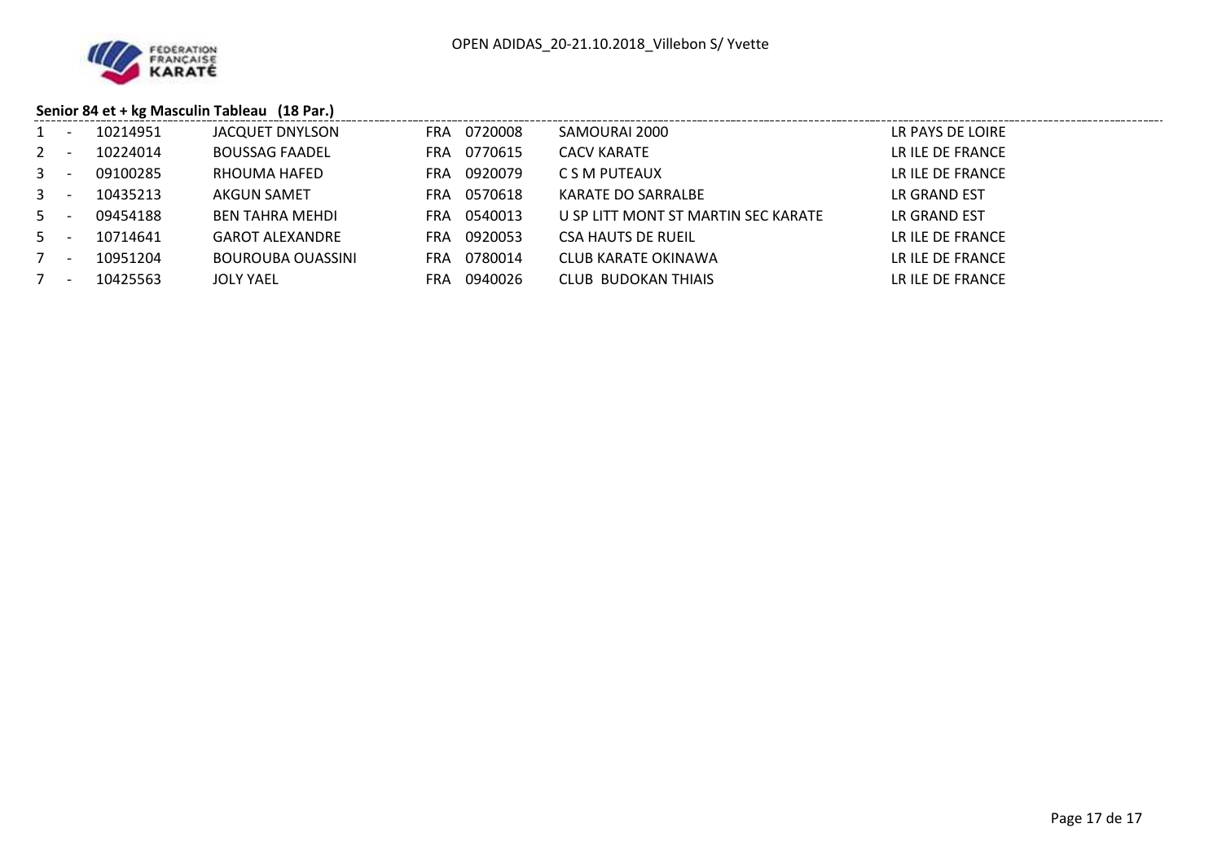OPEN ADIDAS_20-21.10.2018_Villebon S/ Yvette

**Senior 84 et + kg Masculin Tableau (18 Par.)**

| | | | | | | | |
|---|---|---|---|---|---|---|---|
| 1 | - | 10214951 | JACQUET DNYLSON | FRA | 0720008 | SAMOURAI 2000 | LR PAYS DE LOIRE |
| 2 | - | 10224014 | BOUSSAG FAADEL | FRA | 0770615 | CACV KARATE | LR ILE DE FRANCE |
| 3 | - | 09100285 | RHOUMA HAFED | FRA | 0920079 | C S M PUTEAUX | LR ILE DE FRANCE |
| 3 | - | 10435213 | AKGUN SAMET | FRA | 0570618 | KARATE DO SARRALBE | LR GRAND EST |
| 5 | - | 09454188 | BEN TAHRA MEHDI | FRA | 0540013 | U SP LITT MONT ST MARTIN SEC KARATE | LR GRAND EST |
| 5 | - | 10714641 | GAROT ALEXANDRE | FRA | 0920053 | CSA HAUTS DE RUEIL | LR ILE DE FRANCE |
| 7 | - | 10951204 | BOUROUBA OUASSINI | FRA | 0780014 | CLUB KARATE OKINAWA | LR ILE DE FRANCE |
| 7 | - | 10425563 | JOLY YAEL | FRA | 0940026 | CLUB BUDOKAN THIAIS | LR ILE DE FRANCE |